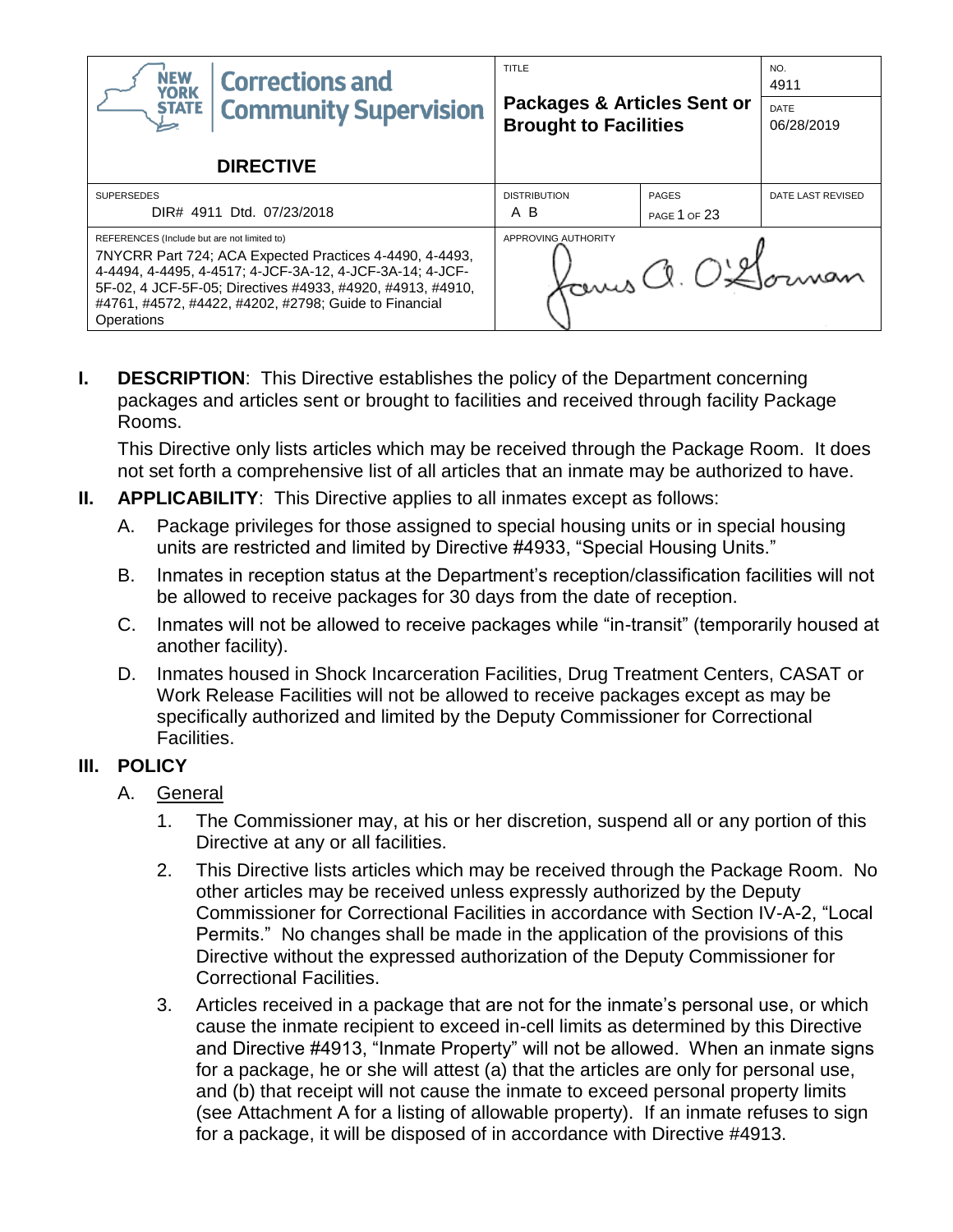| NEW YORK STATE Corrections and Community Supervision<br><br>**DIRECTIVE** | TITLE<br><br>**Packages & Articles Sent or Brought to Facilities** | | NO.<br>4911<br><br>DATE<br>06/28/2019 |
|---|---|---|---|
| SUPERSEDES<br>DIR# 4911 Dtd. 07/23/2018 | DISTRIBUTION<br>A B | PAGES<br>PAGE 1 OF 23 | DATE LAST REVISED |
| REFERENCES (Include but are not limited to)<br>7NYCRR Part 724; ACA Expected Practices 4-4490, 4-4493, 4-4494, 4-4495, 4-4517; 4-JCF-3A-12, 4-JCF-3A-14; 4-JCF-5F-02, 4 JCF-5F-05; Directives #4933, #4920, #4913, #4910, #4761, #4572, #4422, #4202, #2798; Guide to Financial Operations | APPROVING AUTHORITY<br>James A. O'Gorman | | |

**I. DESCRIPTION**: This Directive establishes the policy of the Department concerning packages and articles sent or brought to facilities and received through facility Package Rooms.

This Directive only lists articles which may be received through the Package Room. It does not set forth a comprehensive list of all articles that an inmate may be authorized to have.

**II. APPLICABILITY**: This Directive applies to all inmates except as follows:

A. Package privileges for those assigned to special housing units or in special housing units are restricted and limited by Directive #4933, "Special Housing Units."

B. Inmates in reception status at the Department's reception/classification facilities will not be allowed to receive packages for 30 days from the date of reception.

C. Inmates will not be allowed to receive packages while "in-transit" (temporarily housed at another facility).

D. Inmates housed in Shock Incarceration Facilities, Drug Treatment Centers, CASAT or Work Release Facilities will not be allowed to receive packages except as may be specifically authorized and limited by the Deputy Commissioner for Correctional Facilities.

**III. POLICY**

A. General

1. The Commissioner may, at his or her discretion, suspend all or any portion of this Directive at any or all facilities.

2. This Directive lists articles which may be received through the Package Room. No other articles may be received unless expressly authorized by the Deputy Commissioner for Correctional Facilities in accordance with Section IV-A-2, "Local Permits." No changes shall be made in the application of the provisions of this Directive without the expressed authorization of the Deputy Commissioner for Correctional Facilities.

3. Articles received in a package that are not for the inmate's personal use, or which cause the inmate recipient to exceed in-cell limits as determined by this Directive and Directive #4913, "Inmate Property" will not be allowed. When an inmate signs for a package, he or she will attest (a) that the articles are only for personal use, and (b) that receipt will not cause the inmate to exceed personal property limits (see Attachment A for a listing of allowable property). If an inmate refuses to sign for a package, it will be disposed of in accordance with Directive #4913.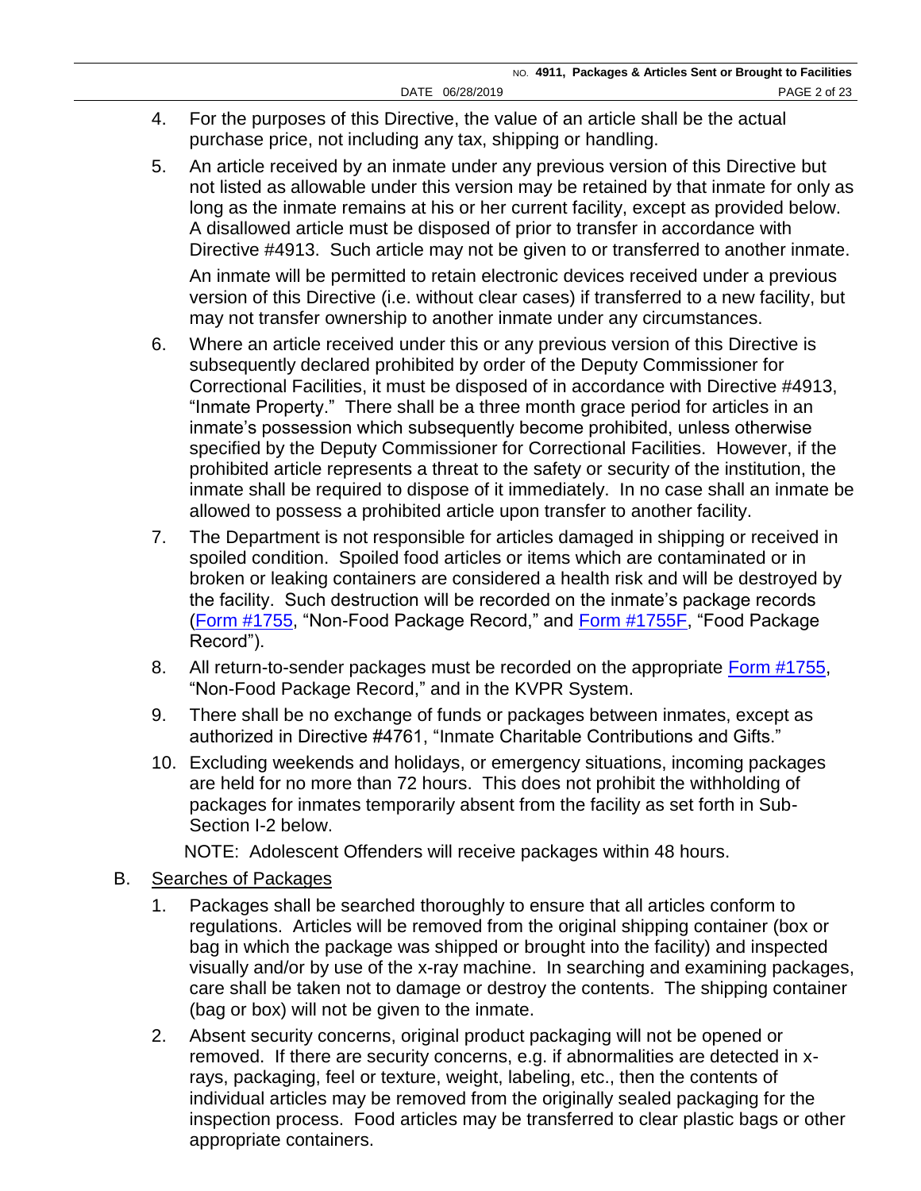4. For the purposes of this Directive, the value of an article shall be the actual purchase price, not including any tax, shipping or handling.

5. An article received by an inmate under any previous version of this Directive but not listed as allowable under this version may be retained by that inmate for only as long as the inmate remains at his or her current facility, except as provided below. A disallowed article must be disposed of prior to transfer in accordance with Directive #4913. Such article may not be given to or transferred to another inmate.

   An inmate will be permitted to retain electronic devices received under a previous version of this Directive (i.e. without clear cases) if transferred to a new facility, but may not transfer ownership to another inmate under any circumstances.

6. Where an article received under this or any previous version of this Directive is subsequently declared prohibited by order of the Deputy Commissioner for Correctional Facilities, it must be disposed of in accordance with Directive #4913, "Inmate Property." There shall be a three month grace period for articles in an inmate's possession which subsequently become prohibited, unless otherwise specified by the Deputy Commissioner for Correctional Facilities. However, if the prohibited article represents a threat to the safety or security of the institution, the inmate shall be required to dispose of it immediately. In no case shall an inmate be allowed to possess a prohibited article upon transfer to another facility.

7. The Department is not responsible for articles damaged in shipping or received in spoiled condition. Spoiled food articles or items which are contaminated or in broken or leaking containers are considered a health risk and will be destroyed by the facility. Such destruction will be recorded on the inmate's package records (Form #1755, "Non-Food Package Record," and Form #1755F, "Food Package Record").

8. All return-to-sender packages must be recorded on the appropriate Form #1755, "Non-Food Package Record," and in the KVPR System.

9. There shall be no exchange of funds or packages between inmates, except as authorized in Directive #4761, "Inmate Charitable Contributions and Gifts."

10. Excluding weekends and holidays, or emergency situations, incoming packages are held for no more than 72 hours. This does not prohibit the withholding of packages for inmates temporarily absent from the facility as set forth in Sub-Section I-2 below.

    NOTE: Adolescent Offenders will receive packages within 48 hours.

B. Searches of Packages

1. Packages shall be searched thoroughly to ensure that all articles conform to regulations. Articles will be removed from the original shipping container (box or bag in which the package was shipped or brought into the facility) and inspected visually and/or by use of the x-ray machine. In searching and examining packages, care shall be taken not to damage or destroy the contents. The shipping container (bag or box) will not be given to the inmate.

2. Absent security concerns, original product packaging will not be opened or removed. If there are security concerns, e.g. if abnormalities are detected in x-rays, packaging, feel or texture, weight, labeling, etc., then the contents of individual articles may be removed from the originally sealed packaging for the inspection process. Food articles may be transferred to clear plastic bags or other appropriate containers.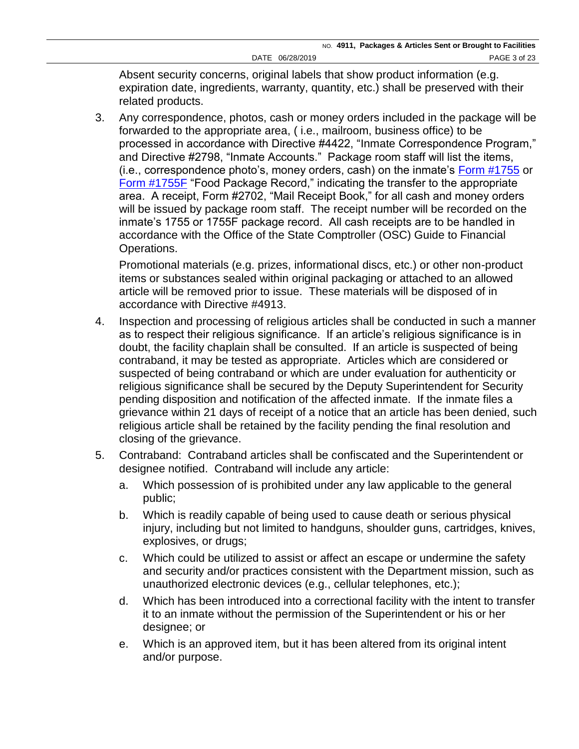Absent security concerns, original labels that show product information (e.g. expiration date, ingredients, warranty, quantity, etc.) shall be preserved with their related products.

3. Any correspondence, photos, cash or money orders included in the package will be forwarded to the appropriate area, ( i.e., mailroom, business office) to be processed in accordance with Directive #4422, "Inmate Correspondence Program," and Directive #2798, "Inmate Accounts." Package room staff will list the items, (i.e., correspondence photo's, money orders, cash) on the inmate's Form #1755 or Form #1755F "Food Package Record," indicating the transfer to the appropriate area. A receipt, Form #2702, "Mail Receipt Book," for all cash and money orders will be issued by package room staff. The receipt number will be recorded on the inmate's 1755 or 1755F package record. All cash receipts are to be handled in accordance with the Office of the State Comptroller (OSC) Guide to Financial Operations.

   Promotional materials (e.g. prizes, informational discs, etc.) or other non-product items or substances sealed within original packaging or attached to an allowed article will be removed prior to issue. These materials will be disposed of in accordance with Directive #4913.

4. Inspection and processing of religious articles shall be conducted in such a manner as to respect their religious significance. If an article's religious significance is in doubt, the facility chaplain shall be consulted. If an article is suspected of being contraband, it may be tested as appropriate. Articles which are considered or suspected of being contraband or which are under evaluation for authenticity or religious significance shall be secured by the Deputy Superintendent for Security pending disposition and notification of the affected inmate. If the inmate files a grievance within 21 days of receipt of a notice that an article has been denied, such religious article shall be retained by the facility pending the final resolution and closing of the grievance.

5. Contraband: Contraband articles shall be confiscated and the Superintendent or designee notified. Contraband will include any article:

   a. Which possession of is prohibited under any law applicable to the general public;

   b. Which is readily capable of being used to cause death or serious physical injury, including but not limited to handguns, shoulder guns, cartridges, knives, explosives, or drugs;

   c. Which could be utilized to assist or affect an escape or undermine the safety and security and/or practices consistent with the Department mission, such as unauthorized electronic devices (e.g., cellular telephones, etc.);

   d. Which has been introduced into a correctional facility with the intent to transfer it to an inmate without the permission of the Superintendent or his or her designee; or

   e. Which is an approved item, but it has been altered from its original intent and/or purpose.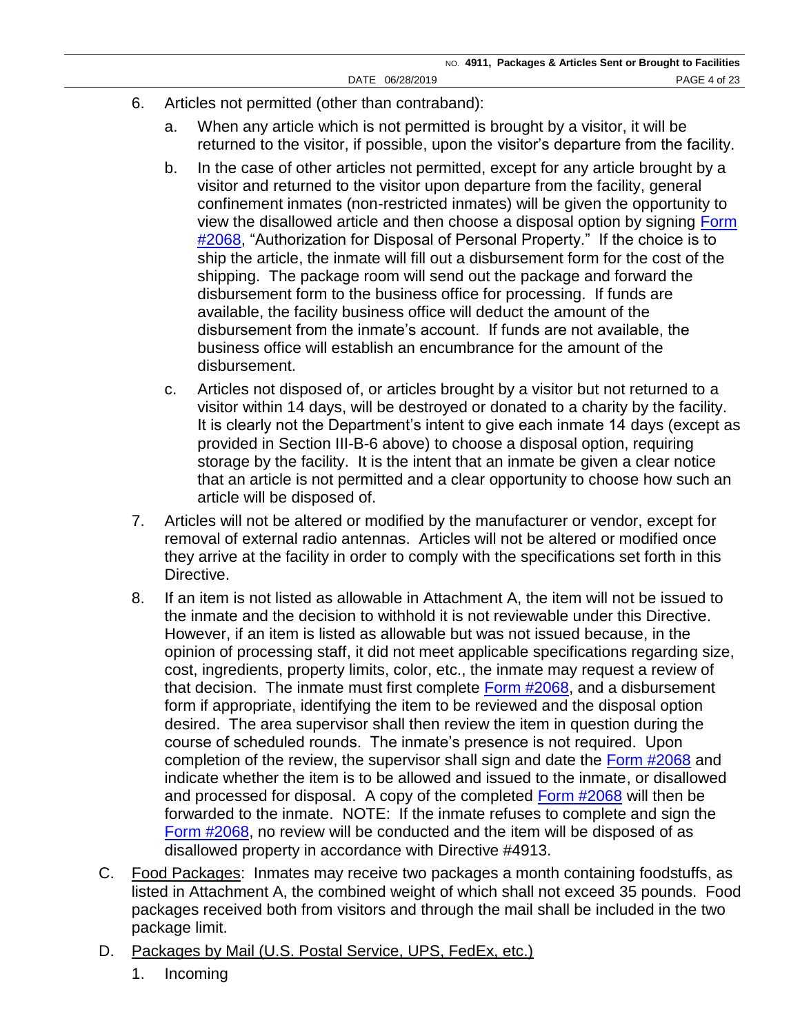6. Articles not permitted (other than contraband):

   a. When any article which is not permitted is brought by a visitor, it will be returned to the visitor, if possible, upon the visitor's departure from the facility.

   b. In the case of other articles not permitted, except for any article brought by a visitor and returned to the visitor upon departure from the facility, general confinement inmates (non-restricted inmates) will be given the opportunity to view the disallowed article and then choose a disposal option by signing Form #2068, "Authorization for Disposal of Personal Property." If the choice is to ship the article, the inmate will fill out a disbursement form for the cost of the shipping. The package room will send out the package and forward the disbursement form to the business office for processing. If funds are available, the facility business office will deduct the amount of the disbursement from the inmate's account. If funds are not available, the business office will establish an encumbrance for the amount of the disbursement.

   c. Articles not disposed of, or articles brought by a visitor but not returned to a visitor within 14 days, will be destroyed or donated to a charity by the facility. It is clearly not the Department's intent to give each inmate 14 days (except as provided in Section III-B-6 above) to choose a disposal option, requiring storage by the facility. It is the intent that an inmate be given a clear notice that an article is not permitted and a clear opportunity to choose how such an article will be disposed of.

7. Articles will not be altered or modified by the manufacturer or vendor, except for removal of external radio antennas. Articles will not be altered or modified once they arrive at the facility in order to comply with the specifications set forth in this Directive.

8. If an item is not listed as allowable in Attachment A, the item will not be issued to the inmate and the decision to withhold it is not reviewable under this Directive. However, if an item is listed as allowable but was not issued because, in the opinion of processing staff, it did not meet applicable specifications regarding size, cost, ingredients, property limits, color, etc., the inmate may request a review of that decision. The inmate must first complete Form #2068, and a disbursement form if appropriate, identifying the item to be reviewed and the disposal option desired. The area supervisor shall then review the item in question during the course of scheduled rounds. The inmate's presence is not required. Upon completion of the review, the supervisor shall sign and date the Form #2068 and indicate whether the item is to be allowed and issued to the inmate, or disallowed and processed for disposal. A copy of the completed Form #2068 will then be forwarded to the inmate. NOTE: If the inmate refuses to complete and sign the Form #2068, no review will be conducted and the item will be disposed of as disallowed property in accordance with Directive #4913.

C. <u>Food Packages</u>: Inmates may receive two packages a month containing foodstuffs, as listed in Attachment A, the combined weight of which shall not exceed 35 pounds. Food packages received both from visitors and through the mail shall be included in the two package limit.

D. <u>Packages by Mail (U.S. Postal Service, UPS, FedEx, etc.)</u>

   1. Incoming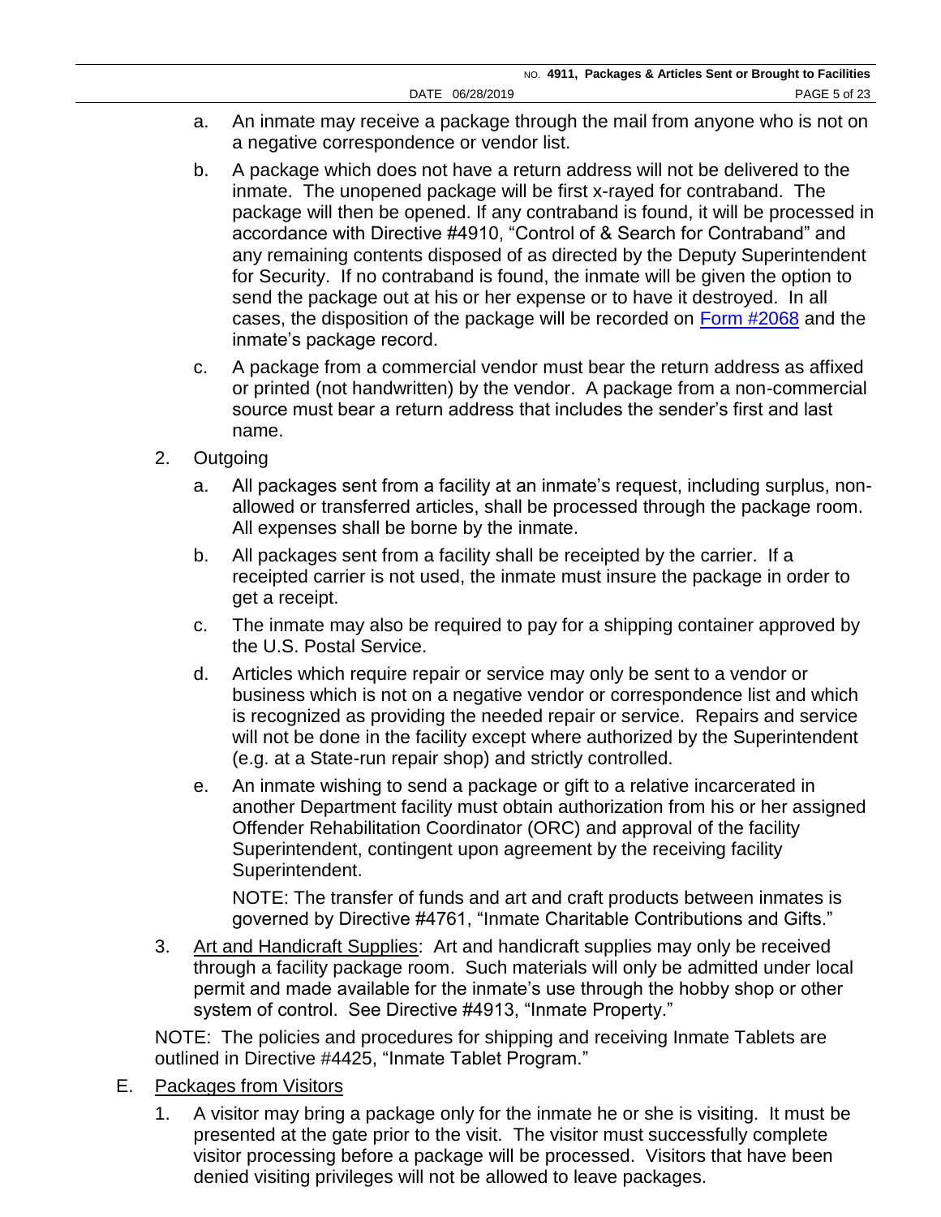a. An inmate may receive a package through the mail from anyone who is not on a negative correspondence or vendor list.

b. A package which does not have a return address will not be delivered to the inmate. The unopened package will be first x-rayed for contraband. The package will then be opened. If any contraband is found, it will be processed in accordance with Directive #4910, "Control of & Search for Contraband" and any remaining contents disposed of as directed by the Deputy Superintendent for Security. If no contraband is found, the inmate will be given the option to send the package out at his or her expense or to have it destroyed. In all cases, the disposition of the package will be recorded on Form #2068 and the inmate's package record.

c. A package from a commercial vendor must bear the return address as affixed or printed (not handwritten) by the vendor. A package from a non-commercial source must bear a return address that includes the sender's first and last name.

2. Outgoing

   a. All packages sent from a facility at an inmate's request, including surplus, non-allowed or transferred articles, shall be processed through the package room. All expenses shall be borne by the inmate.

   b. All packages sent from a facility shall be receipted by the carrier. If a receipted carrier is not used, the inmate must insure the package in order to get a receipt.

   c. The inmate may also be required to pay for a shipping container approved by the U.S. Postal Service.

   d. Articles which require repair or service may only be sent to a vendor or business which is not on a negative vendor or correspondence list and which is recognized as providing the needed repair or service. Repairs and service will not be done in the facility except where authorized by the Superintendent (e.g. at a State-run repair shop) and strictly controlled.

   e. An inmate wishing to send a package or gift to a relative incarcerated in another Department facility must obtain authorization from his or her assigned Offender Rehabilitation Coordinator (ORC) and approval of the facility Superintendent, contingent upon agreement by the receiving facility Superintendent.

      NOTE: The transfer of funds and art and craft products between inmates is governed by Directive #4761, "Inmate Charitable Contributions and Gifts."

3. Art and Handicraft Supplies: Art and handicraft supplies may only be received through a facility package room. Such materials will only be admitted under local permit and made available for the inmate's use through the hobby shop or other system of control. See Directive #4913, "Inmate Property."

NOTE: The policies and procedures for shipping and receiving Inmate Tablets are outlined in Directive #4425, "Inmate Tablet Program."

E. Packages from Visitors

   1. A visitor may bring a package only for the inmate he or she is visiting. It must be presented at the gate prior to the visit. The visitor must successfully complete visitor processing before a package will be processed. Visitors that have been denied visiting privileges will not be allowed to leave packages.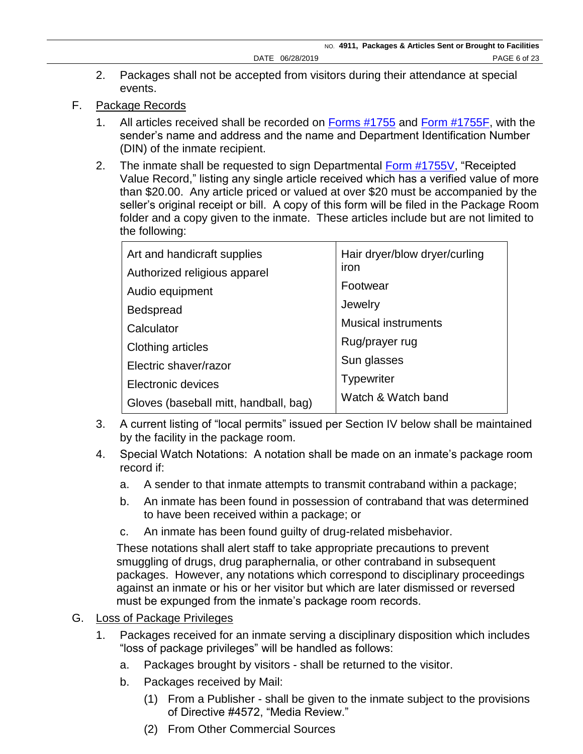2. Packages shall not be accepted from visitors during their attendance at special events.

F. Package Records

1. All articles received shall be recorded on Forms #1755 and Form #1755F, with the sender's name and address and the name and Department Identification Number (DIN) of the inmate recipient.

2. The inmate shall be requested to sign Departmental Form #1755V, "Receipted Value Record," listing any single article received which has a verified value of more than $20.00. Any article priced or valued at over $20 must be accompanied by the seller's original receipt or bill. A copy of this form will be filed in the Package Room folder and a copy given to the inmate. These articles include but are not limited to the following:

| | |
|---|---|
| Art and handicraft supplies | Hair dryer/blow dryer/curling iron |
| Authorized religious apparel | Footwear |
| Audio equipment | Jewelry |
| Bedspread | Musical instruments |
| Calculator | Rug/prayer rug |
| Clothing articles | Sun glasses |
| Electric shaver/razor | Typewriter |
| Electronic devices | Watch & Watch band |
| Gloves (baseball mitt, handball, bag) | |

3. A current listing of "local permits" issued per Section IV below shall be maintained by the facility in the package room.

4. Special Watch Notations: A notation shall be made on an inmate's package room record if:

   a. A sender to that inmate attempts to transmit contraband within a package;

   b. An inmate has been found in possession of contraband that was determined to have been received within a package; or

   c. An inmate has been found guilty of drug-related misbehavior.

   These notations shall alert staff to take appropriate precautions to prevent smuggling of drugs, drug paraphernalia, or other contraband in subsequent packages. However, any notations which correspond to disciplinary proceedings against an inmate or his or her visitor but which are later dismissed or reversed must be expunged from the inmate's package room records.

G. Loss of Package Privileges

1. Packages received for an inmate serving a disciplinary disposition which includes "loss of package privileges" will be handled as follows:

   a. Packages brought by visitors - shall be returned to the visitor.

   b. Packages received by Mail:

      (1) From a Publisher - shall be given to the inmate subject to the provisions of Directive #4572, "Media Review."

      (2) From Other Commercial Sources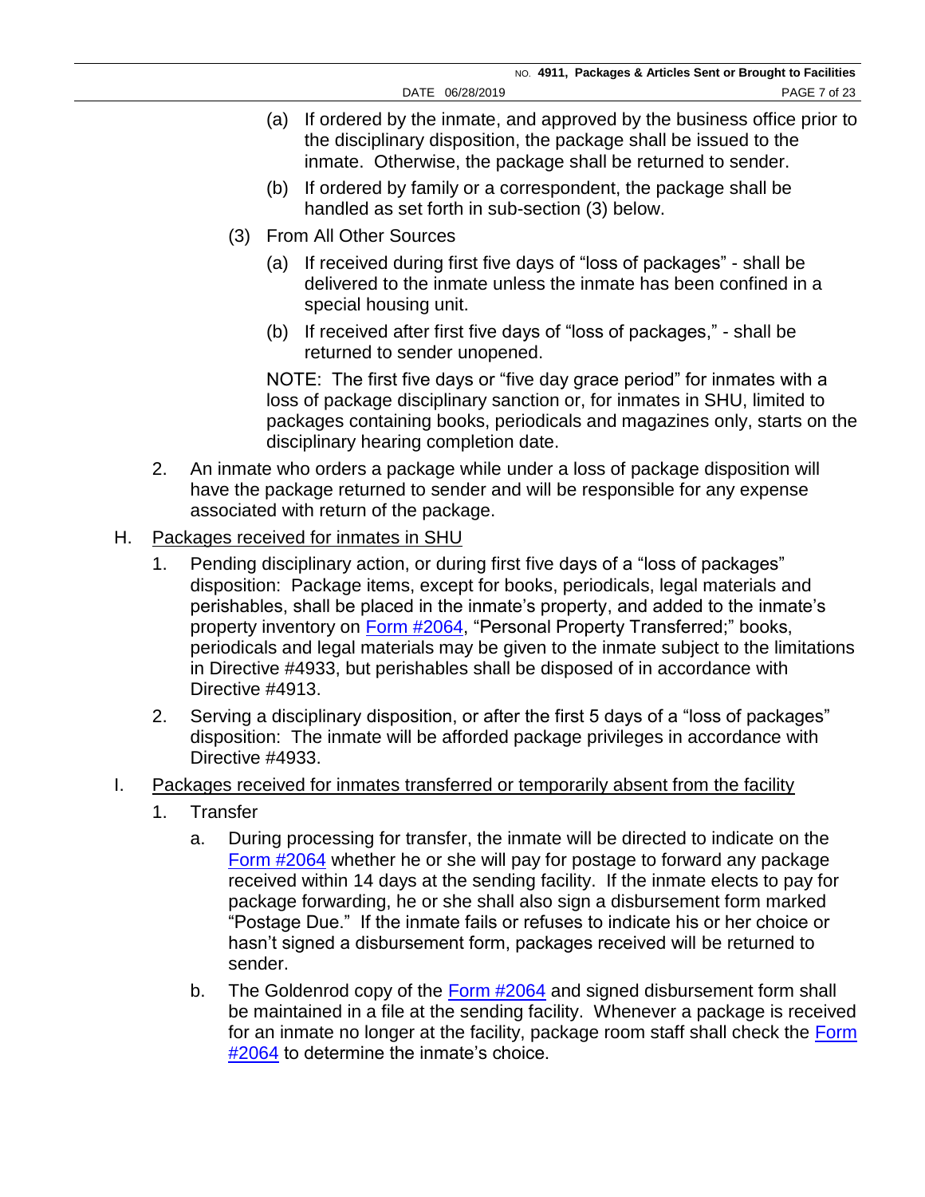(a) If ordered by the inmate, and approved by the business office prior to the disciplinary disposition, the package shall be issued to the inmate. Otherwise, the package shall be returned to sender.

(b) If ordered by family or a correspondent, the package shall be handled as set forth in sub-section (3) below.

(3) From All Other Sources

(a) If received during first five days of "loss of packages" - shall be delivered to the inmate unless the inmate has been confined in a special housing unit.

(b) If received after first five days of "loss of packages," - shall be returned to sender unopened.

NOTE: The first five days or "five day grace period" for inmates with a loss of package disciplinary sanction or, for inmates in SHU, limited to packages containing books, periodicals and magazines only, starts on the disciplinary hearing completion date.

2. An inmate who orders a package while under a loss of package disposition will have the package returned to sender and will be responsible for any expense associated with return of the package.

H. Packages received for inmates in SHU

1. Pending disciplinary action, or during first five days of a "loss of packages" disposition: Package items, except for books, periodicals, legal materials and perishables, shall be placed in the inmate's property, and added to the inmate's property inventory on Form #2064, "Personal Property Transferred;" books, periodicals and legal materials may be given to the inmate subject to the limitations in Directive #4933, but perishables shall be disposed of in accordance with Directive #4913.

2. Serving a disciplinary disposition, or after the first 5 days of a "loss of packages" disposition: The inmate will be afforded package privileges in accordance with Directive #4933.

I. Packages received for inmates transferred or temporarily absent from the facility

1. Transfer

a. During processing for transfer, the inmate will be directed to indicate on the Form #2064 whether he or she will pay for postage to forward any package received within 14 days at the sending facility. If the inmate elects to pay for package forwarding, he or she shall also sign a disbursement form marked "Postage Due." If the inmate fails or refuses to indicate his or her choice or hasn't signed a disbursement form, packages received will be returned to sender.

b. The Goldenrod copy of the Form #2064 and signed disbursement form shall be maintained in a file at the sending facility. Whenever a package is received for an inmate no longer at the facility, package room staff shall check the Form #2064 to determine the inmate's choice.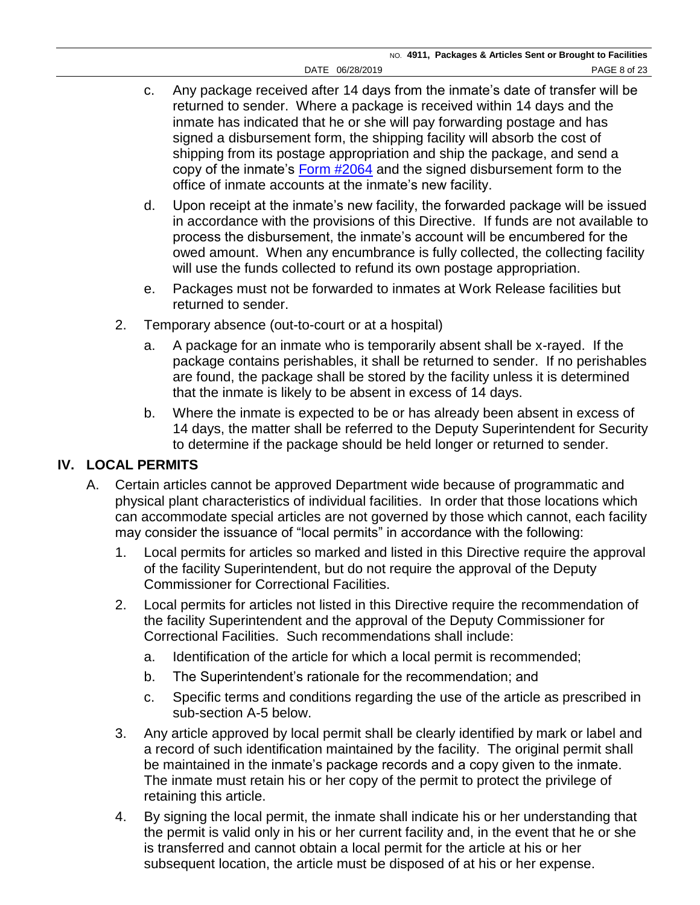c. Any package received after 14 days from the inmate's date of transfer will be returned to sender. Where a package is received within 14 days and the inmate has indicated that he or she will pay forwarding postage and has signed a disbursement form, the shipping facility will absorb the cost of shipping from its postage appropriation and ship the package, and send a copy of the inmate's Form #2064 and the signed disbursement form to the office of inmate accounts at the inmate's new facility.

d. Upon receipt at the inmate's new facility, the forwarded package will be issued in accordance with the provisions of this Directive. If funds are not available to process the disbursement, the inmate's account will be encumbered for the owed amount. When any encumbrance is fully collected, the collecting facility will use the funds collected to refund its own postage appropriation.

e. Packages must not be forwarded to inmates at Work Release facilities but returned to sender.

2. Temporary absence (out-to-court or at a hospital)

   a. A package for an inmate who is temporarily absent shall be x-rayed. If the package contains perishables, it shall be returned to sender. If no perishables are found, the package shall be stored by the facility unless it is determined that the inmate is likely to be absent in excess of 14 days.

   b. Where the inmate is expected to be or has already been absent in excess of 14 days, the matter shall be referred to the Deputy Superintendent for Security to determine if the package should be held longer or returned to sender.

## IV. LOCAL PERMITS

A. Certain articles cannot be approved Department wide because of programmatic and physical plant characteristics of individual facilities. In order that those locations which can accommodate special articles are not governed by those which cannot, each facility may consider the issuance of "local permits" in accordance with the following:

1. Local permits for articles so marked and listed in this Directive require the approval of the facility Superintendent, but do not require the approval of the Deputy Commissioner for Correctional Facilities.

2. Local permits for articles not listed in this Directive require the recommendation of the facility Superintendent and the approval of the Deputy Commissioner for Correctional Facilities. Such recommendations shall include:

   a. Identification of the article for which a local permit is recommended;

   b. The Superintendent's rationale for the recommendation; and

   c. Specific terms and conditions regarding the use of the article as prescribed in sub-section A-5 below.

3. Any article approved by local permit shall be clearly identified by mark or label and a record of such identification maintained by the facility. The original permit shall be maintained in the inmate's package records and a copy given to the inmate. The inmate must retain his or her copy of the permit to protect the privilege of retaining this article.

4. By signing the local permit, the inmate shall indicate his or her understanding that the permit is valid only in his or her current facility and, in the event that he or she is transferred and cannot obtain a local permit for the article at his or her subsequent location, the article must be disposed of at his or her expense.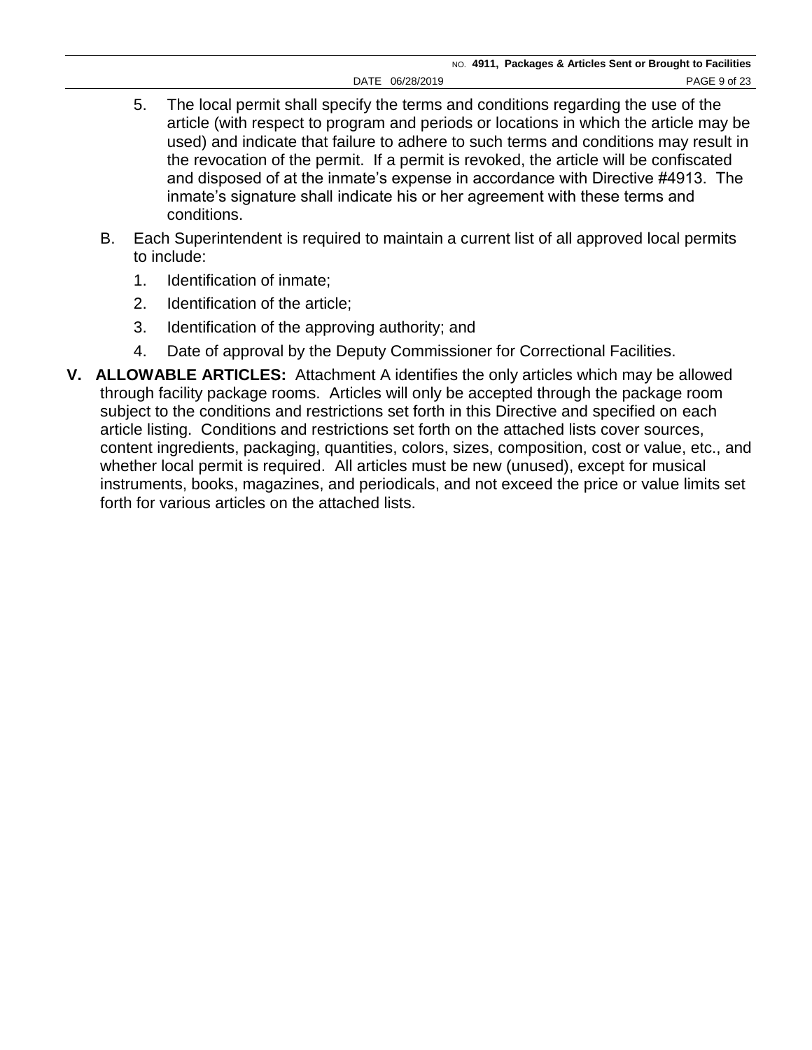5. The local permit shall specify the terms and conditions regarding the use of the article (with respect to program and periods or locations in which the article may be used) and indicate that failure to adhere to such terms and conditions may result in the revocation of the permit. If a permit is revoked, the article will be confiscated and disposed of at the inmate's expense in accordance with Directive #4913. The inmate's signature shall indicate his or her agreement with these terms and conditions.

B. Each Superintendent is required to maintain a current list of all approved local permits to include:

1. Identification of inmate;
2. Identification of the article;
3. Identification of the approving authority; and
4. Date of approval by the Deputy Commissioner for Correctional Facilities.

**V. ALLOWABLE ARTICLES:** Attachment A identifies the only articles which may be allowed through facility package rooms. Articles will only be accepted through the package room subject to the conditions and restrictions set forth in this Directive and specified on each article listing. Conditions and restrictions set forth on the attached lists cover sources, content ingredients, packaging, quantities, colors, sizes, composition, cost or value, etc., and whether local permit is required. All articles must be new (unused), except for musical instruments, books, magazines, and periodicals, and not exceed the price or value limits set forth for various articles on the attached lists.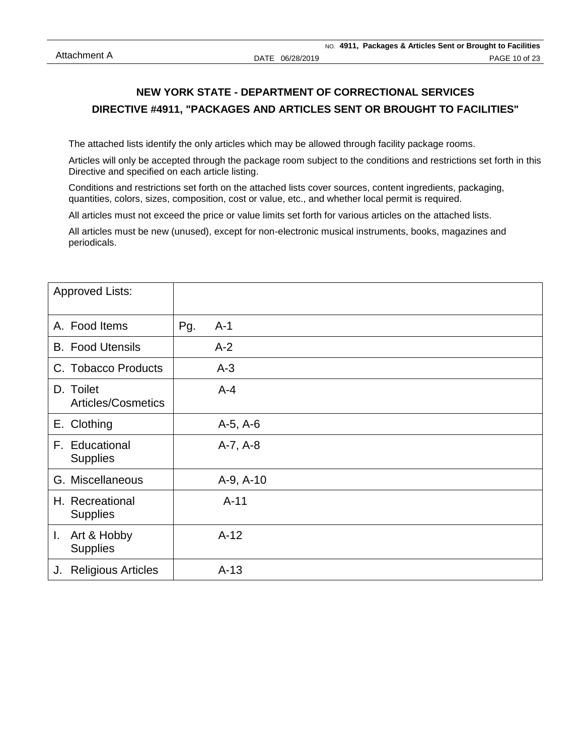## NEW YORK STATE - DEPARTMENT OF CORRECTIONAL SERVICES

## DIRECTIVE #4911, "PACKAGES AND ARTICLES SENT OR BROUGHT TO FACILITIES"

The attached lists identify the only articles which may be allowed through facility package rooms.

Articles will only be accepted through the package room subject to the conditions and restrictions set forth in this Directive and specified on each article listing.

Conditions and restrictions set forth on the attached lists cover sources, content ingredients, packaging, quantities, colors, sizes, composition, cost or value, etc., and whether local permit is required.

All articles must not exceed the price or value limits set forth for various articles on the attached lists.

All articles must be new (unused), except for non-electronic musical instruments, books, magazines and periodicals.

| Approved Lists: | |
|---|---|
| A. Food Items | Pg. A-1 |
| B. Food Utensils | A-2 |
| C. Tobacco Products | A-3 |
| D. Toilet Articles/Cosmetics | A-4 |
| E. Clothing | A-5, A-6 |
| F. Educational Supplies | A-7, A-8 |
| G. Miscellaneous | A-9, A-10 |
| H. Recreational Supplies | A-11 |
| I. Art & Hobby Supplies | A-12 |
| J. Religious Articles | A-13 |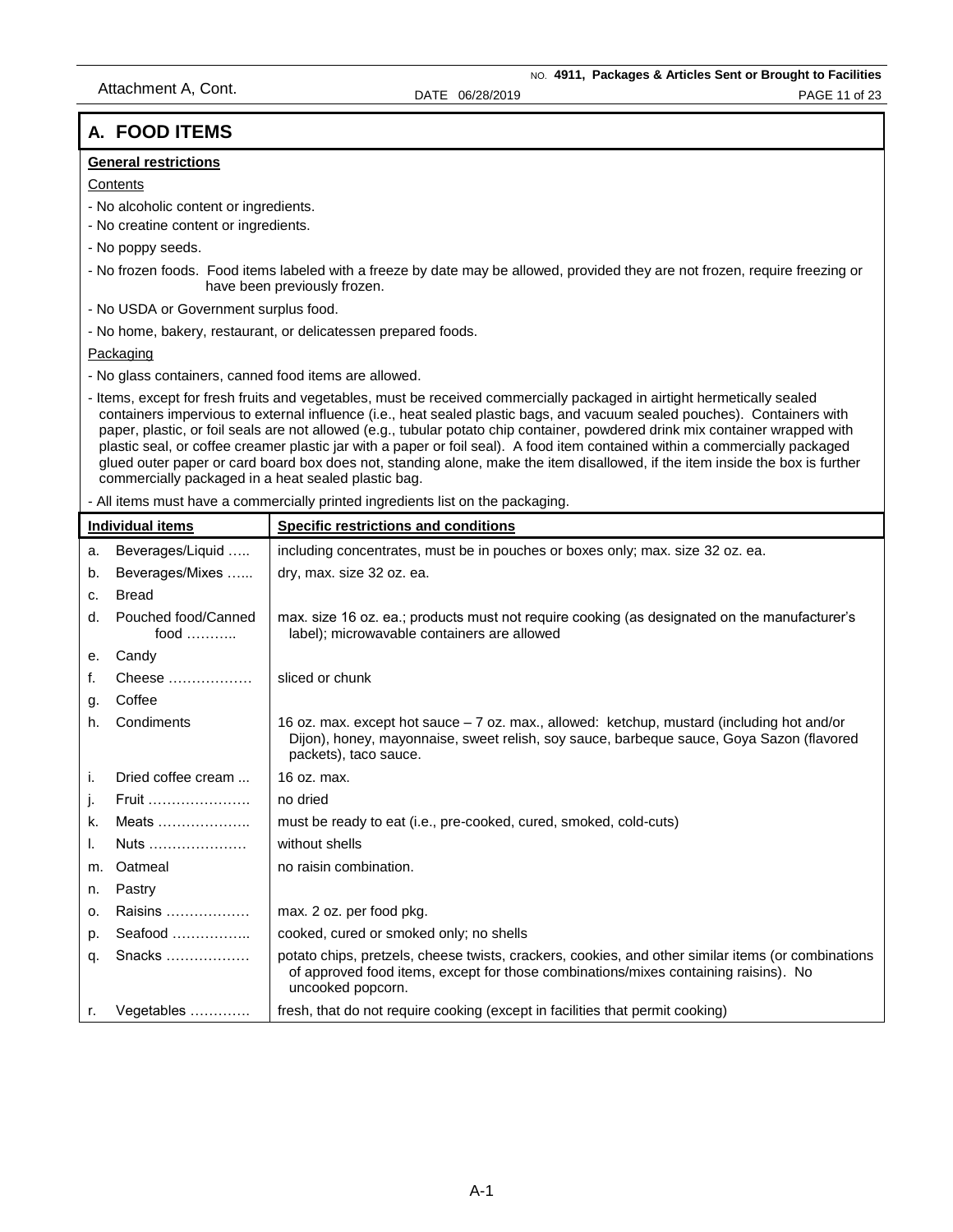## A. FOOD ITEMS

**General restrictions**

Contents

- No alcoholic content or ingredients.
- No creatine content or ingredients.
- No poppy seeds.
- No frozen foods. Food items labeled with a freeze by date may be allowed, provided they are not frozen, require freezing or have been previously frozen.
- No USDA or Government surplus food.
- No home, bakery, restaurant, or delicatessen prepared foods.

Packaging

- No glass containers, canned food items are allowed.
- Items, except for fresh fruits and vegetables, must be received commercially packaged in airtight hermetically sealed containers impervious to external influence (i.e., heat sealed plastic bags, and vacuum sealed pouches). Containers with paper, plastic, or foil seals are not allowed (e.g., tubular potato chip container, powdered drink mix container wrapped with plastic seal, or coffee creamer plastic jar with a paper or foil seal). A food item contained within a commercially packaged glued outer paper or card board box does not, standing alone, make the item disallowed, if the item inside the box is further commercially packaged in a heat sealed plastic bag.
- All items must have a commercially printed ingredients list on the packaging.

| | Individual items | Specific restrictions and conditions |
|---|---|---|
| a. | Beverages/Liquid ….. | including concentrates, must be in pouches or boxes only; max. size 32 oz. ea. |
| b. | Beverages/Mixes …... | dry, max. size 32 oz. ea. |
| c. | Bread | |
| d. | Pouched food/Canned food ……….. | max. size 16 oz. ea.; products must not require cooking (as designated on the manufacturer's label); microwavable containers are allowed |
| e. | Candy | |
| f. | Cheese ……………… | sliced or chunk |
| g. | Coffee | |
| h. | Condiments | 16 oz. max. except hot sauce – 7 oz. max., allowed: ketchup, mustard (including hot and/or Dijon), honey, mayonnaise, sweet relish, soy sauce, barbeque sauce, Goya Sazon (flavored packets), taco sauce. |
| i. | Dried coffee cream ... | 16 oz. max. |
| j. | Fruit …………………. | no dried |
| k. | Meats ……………….. | must be ready to eat (i.e., pre-cooked, cured, smoked, cold-cuts) |
| l. | Nuts ………………… | without shells |
| m. | Oatmeal | no raisin combination. |
| n. | Pastry | |
| o. | Raisins ……………… | max. 2 oz. per food pkg. |
| p. | Seafood …………….. | cooked, cured or smoked only; no shells |
| q. | Snacks ……………… | potato chips, pretzels, cheese twists, crackers, cookies, and other similar items (or combinations of approved food items, except for those combinations/mixes containing raisins). No uncooked popcorn. |
| r. | Vegetables …………. | fresh, that do not require cooking (except in facilities that permit cooking) |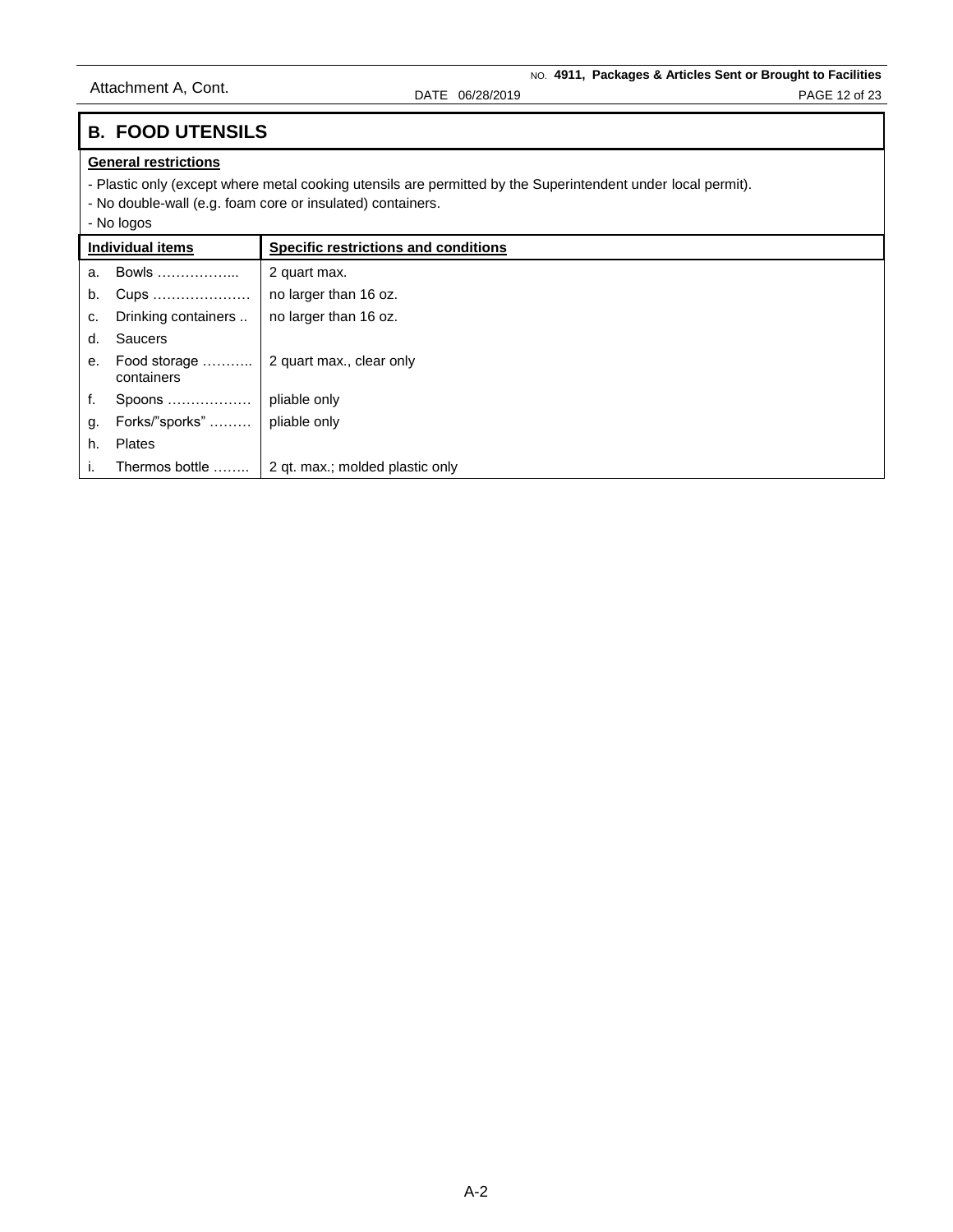## B. FOOD UTENSILS

**General restrictions**

- Plastic only (except where metal cooking utensils are permitted by the Superintendent under local permit).
- No double-wall (e.g. foam core or insulated) containers.
- No logos

| Individual items | Specific restrictions and conditions |
|---|---|
| a. Bowls ……………... | 2 quart max. |
| b. Cups ………………… | no larger than 16 oz. |
| c. Drinking containers .. | no larger than 16 oz. |
| d. Saucers | |
| e. Food storage ……….. containers | 2 quart max., clear only |
| f. Spoons ……………… | pliable only |
| g. Forks/"sporks" ……… | pliable only |
| h. Plates | |
| i. Thermos bottle …….. | 2 qt. max.; molded plastic only |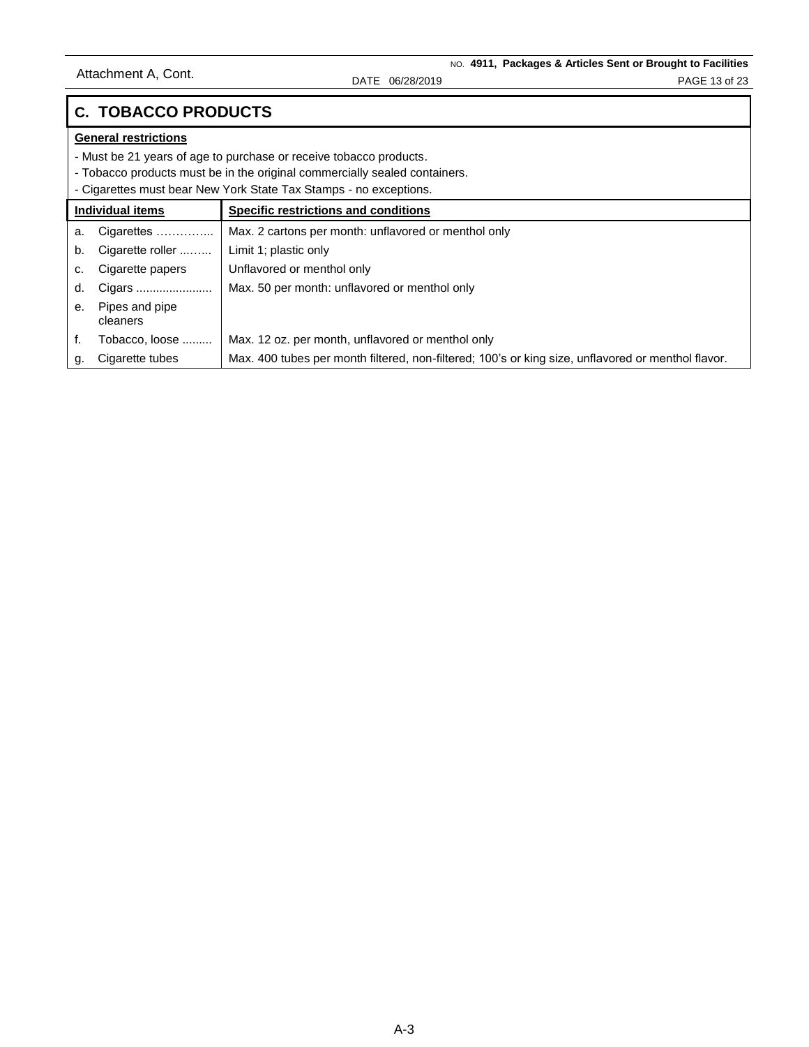## C. TOBACCO PRODUCTS

**General restrictions**

- Must be 21 years of age to purchase or receive tobacco products.
- Tobacco products must be in the original commercially sealed containers.
- Cigarettes must bear New York State Tax Stamps - no exceptions.

| Individual items | Specific restrictions and conditions |
|---|---|
| a. Cigarettes ………….. | Max. 2 cartons per month: unflavored or menthol only |
| b. Cigarette roller ...….. | Limit 1; plastic only |
| c. Cigarette papers | Unflavored or menthol only |
| d. Cigars ....................... | Max. 50 per month: unflavored or menthol only |
| e. Pipes and pipe cleaners | |
| f. Tobacco, loose ......... | Max. 12 oz. per month, unflavored or menthol only |
| g. Cigarette tubes | Max. 400 tubes per month filtered, non-filtered; 100's or king size, unflavored or menthol flavor. |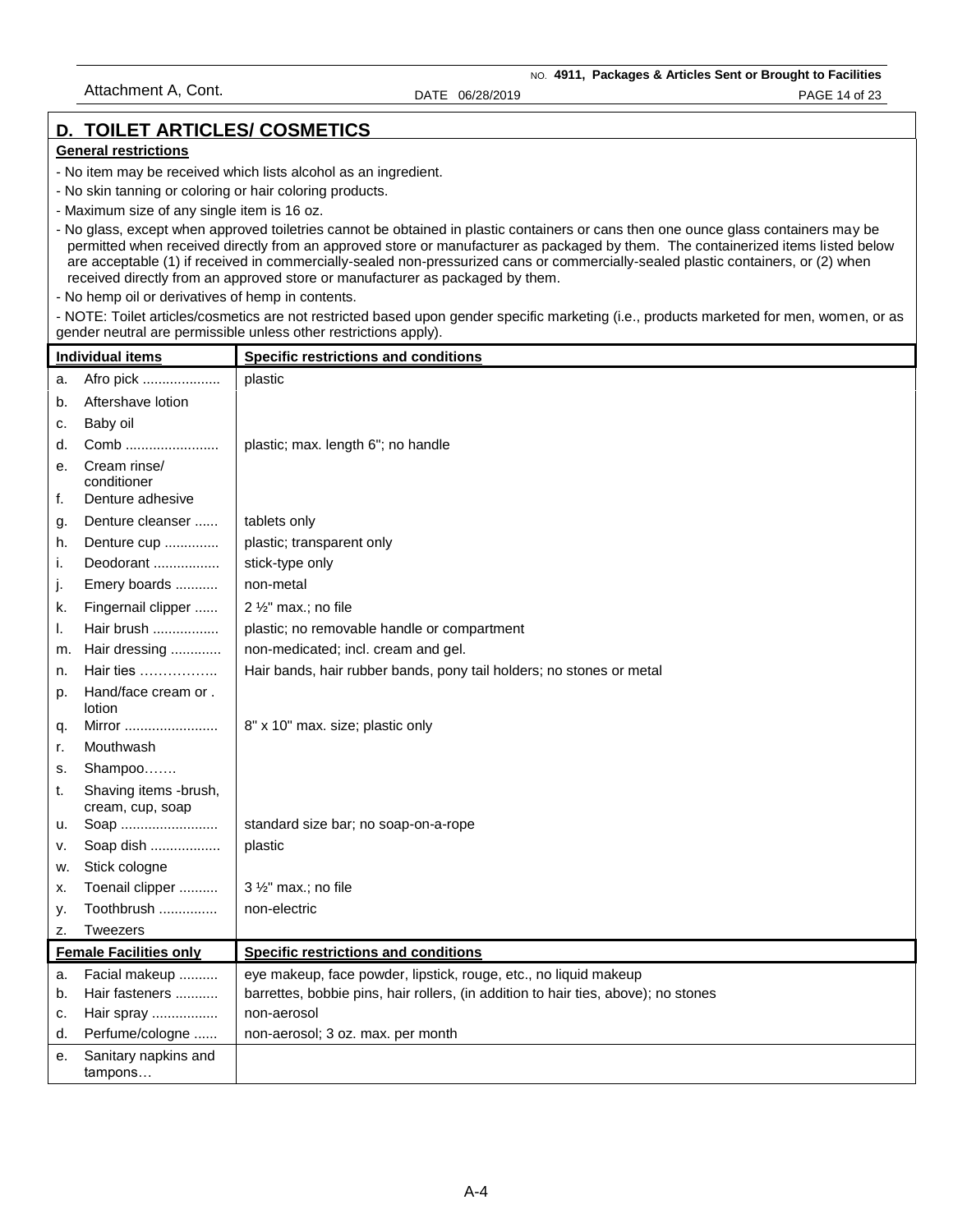## D. TOILET ARTICLES/ COSMETICS

**General restrictions**

- No item may be received which lists alcohol as an ingredient.
- No skin tanning or coloring or hair coloring products.
- Maximum size of any single item is 16 oz.
- No glass, except when approved toiletries cannot be obtained in plastic containers or cans then one ounce glass containers may be permitted when received directly from an approved store or manufacturer as packaged by them. The containerized items listed below are acceptable (1) if received in commercially-sealed non-pressurized cans or commercially-sealed plastic containers, or (2) when received directly from an approved store or manufacturer as packaged by them.
- No hemp oil or derivatives of hemp in contents.
- NOTE: Toilet articles/cosmetics are not restricted based upon gender specific marketing (i.e., products marketed for men, women, or as gender neutral are permissible unless other restrictions apply).

| Individual items | Specific restrictions and conditions |
|---|---|
| a. Afro pick .................... | plastic |
| b. Aftershave lotion | |
| c. Baby oil | |
| d. Comb ........................ | plastic; max. length 6"; no handle |
| e. Cream rinse/ conditioner | |
| f. Denture adhesive | |
| g. Denture cleanser ...... | tablets only |
| h. Denture cup .............. | plastic; transparent only |
| i. Deodorant ................. | stick-type only |
| j. Emery boards ........... | non-metal |
| k. Fingernail clipper ...... | 2 ½" max.; no file |
| l. Hair brush ................. | plastic; no removable handle or compartment |
| m. Hair dressing ............. | non-medicated; incl. cream and gel. |
| n. Hair ties …………….. | Hair bands, hair rubber bands, pony tail holders; no stones or metal |
| p. Hand/face cream or . lotion | |
| q. Mirror ........................ | 8" x 10" max. size; plastic only |
| r. Mouthwash | |
| s. Shampoo……. | |
| t. Shaving items -brush, cream, cup, soap | |
| u. Soap ......................... | standard size bar; no soap-on-a-rope |
| v. Soap dish .................. | plastic |
| w. Stick cologne | |
| x. Toenail clipper .......... | 3 ½" max.; no file |
| y. Toothbrush ............... | non-electric |
| z. Tweezers | |
| **Female Facilities only** | **Specific restrictions and conditions** |
| a. Facial makeup .......... | eye makeup, face powder, lipstick, rouge, etc., no liquid makeup |
| b. Hair fasteners ........... | barrettes, bobbie pins, hair rollers, (in addition to hair ties, above); no stones |
| c. Hair spray ................. | non-aerosol |
| d. Perfume/cologne ...... | non-aerosol; 3 oz. max. per month |
| e. Sanitary napkins and tampons… | |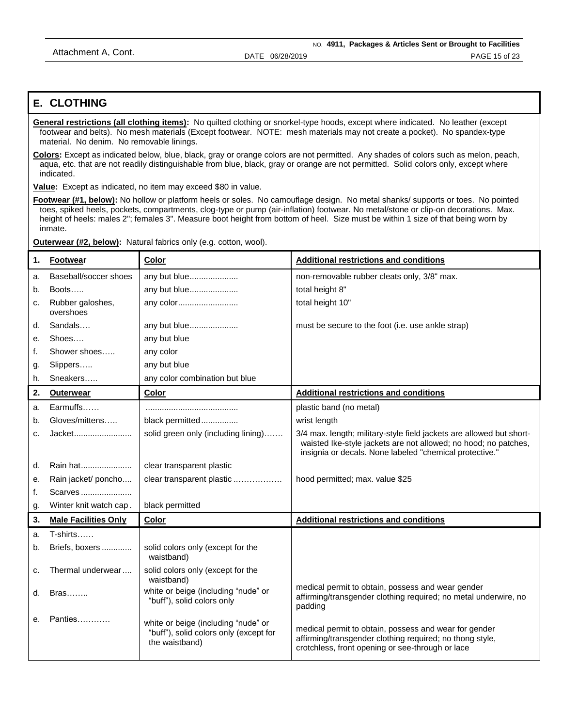## E. CLOTHING

**General restrictions (all clothing items):** No quilted clothing or snorkel-type hoods, except where indicated. No leather (except footwear and belts). No mesh materials (Except footwear. NOTE: mesh materials may not create a pocket). No spandex-type material. No denim. No removable linings.

**Colors:** Except as indicated below, blue, black, gray or orange colors are not permitted. Any shades of colors such as melon, peach, aqua, etc. that are not readily distinguishable from blue, black, gray or orange are not permitted. Solid colors only, except where indicated.

**Value:** Except as indicated, no item may exceed $80 in value.

**Footwear (#1, below):** No hollow or platform heels or soles. No camouflage design. No metal shanks/ supports or toes. No pointed toes, spiked heels, pockets, compartments, clog-type or pump (air-inflation) footwear. No metal/stone or clip-on decorations. Max. height of heels: males 2"; females 3". Measure boot height from bottom of heel. Size must be within 1 size of that being worn by inmate.

**Outerwear (#2, below):** Natural fabrics only (e.g. cotton, wool).

| | | | |
|---|---|---|---|
| **1.** | **Footwear** | **Color** | **Additional restrictions and conditions** |
| a. | Baseball/soccer shoes | any but blue.................... | non-removable rubber cleats only, 3/8" max. |
| b. | Boots….. | any but blue.................... | total height 8" |
| c. | Rubber galoshes, overshoes | any color.......................... | total height 10" |
| d. | Sandals…. | any but blue.................... | must be secure to the foot (i.e. use ankle strap) |
| e. | Shoes…. | any but blue | |
| f. | Shower shoes….. | any color | |
| g. | Slippers….. | any but blue | |
| h. | Sneakers….. | any color combination but blue | |
| **2.** | **Outerwear** | **Color** | **Additional restrictions and conditions** |
| a. | Earmuffs…… | ........................................ | plastic band (no metal) |
| b. | Gloves/mittens….. | black permitted................ | wrist length |
| c. | Jacket......................... | solid green only (including lining)……. | 3/4 max. length; military-style field jackets are allowed but short-waisted Ike-style jackets are not allowed; no hood; no patches, insignia or decals. None labeled "chemical protective." |
| d. | Rain hat...................... | clear transparent plastic | |
| e. | Rain jacket/ poncho.... | clear transparent plastic ……………… | hood permitted; max. value $25 |
| f. | Scarves ...................... | | |
| g. | Winter knit watch cap. | black permitted | |
| **3.** | **Male Facilities Only** | **Color** | **Additional restrictions and conditions** |
| a. | T-shirts…… | | |
| b. | Briefs, boxers ............. | solid colors only (except for the waistband) | |
| c. | Thermal underwear.... | solid colors only (except for the waistband) | |
| d. | Bras…….. | white or beige (including "nude" or "buff"), solid colors only | medical permit to obtain, possess and wear gender affirming/transgender clothing required; no metal underwire, no padding |
| e. | Panties………… | white or beige (including "nude" or "buff"), solid colors only (except for the waistband) | medical permit to obtain, possess and wear for gender affirming/transgender clothing required; no thong style, crotchless, front opening or see-through or lace |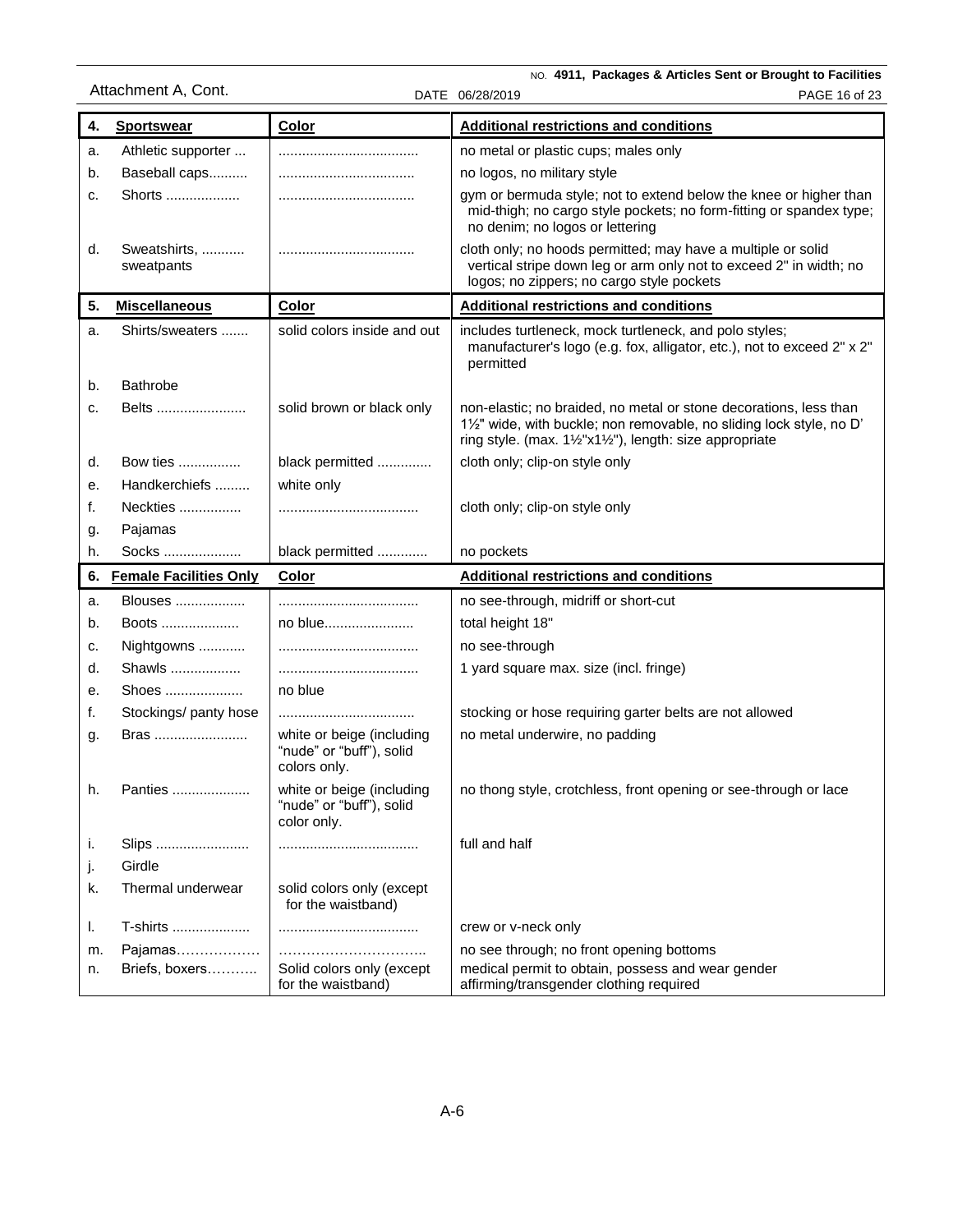| 4. | Sportswear | Color | Additional restrictions and conditions |
|---|---|---|---|
| a. | Athletic supporter ... | .................................... | no metal or plastic cups; males only |
| b. | Baseball caps.......... | .................................... | no logos, no military style |
| c. | Shorts ................... | .................................... | gym or bermuda style; not to extend below the knee or higher than mid-thigh; no cargo style pockets; no form-fitting or spandex type; no denim; no logos or lettering |
| d. | Sweatshirts, ........... sweatpants | .................................... | cloth only; no hoods permitted; may have a multiple or solid vertical stripe down leg or arm only not to exceed 2" in width; no logos; no zippers; no cargo style pockets |
| **5.** | **Miscellaneous** | **Color** | **Additional restrictions and conditions** |
| a. | Shirts/sweaters ....... | solid colors inside and out | includes turtleneck, mock turtleneck, and polo styles; manufacturer's logo (e.g. fox, alligator, etc.), not to exceed 2" x 2" permitted |
| b. | Bathrobe | | |
| c. | Belts ....................... | solid brown or black only | non-elastic; no braided, no metal or stone decorations, less than 1½" wide, with buckle; non removable, no sliding lock style, no D' ring style. (max. 1½"x1½"), length: size appropriate |
| d. | Bow ties ................ | black permitted ............. | cloth only; clip-on style only |
| e. | Handkerchiefs ......... | white only | |
| f. | Neckties ................ | .................................... | cloth only; clip-on style only |
| g. | Pajamas | | |
| h. | Socks .................... | black permitted ............ | no pockets |
| **6.** | **Female Facilities Only** | **Color** | **Additional restrictions and conditions** |
| a. | Blouses .................. | .................................... | no see-through, midriff or short-cut |
| b. | Boots .................... | no blue....................... | total height 18" |
| c. | Nightgowns ............ | .................................... | no see-through |
| d. | Shawls .................. | .................................... | 1 yard square max. size (incl. fringe) |
| e. | Shoes .................... | no blue | |
| f. | Stockings/ panty hose | .................................... | stocking or hose requiring garter belts are not allowed |
| g. | Bras ........................ | white or beige (including "nude" or "buff"), solid colors only. | no metal underwire, no padding |
| h. | Panties .................... | white or beige (including "nude" or "buff"), solid color only. | no thong style, crotchless, front opening or see-through or lace |
| i. | Slips ........................ | .................................... | full and half |
| j. | Girdle | | |
| k. | Thermal underwear | solid colors only (except for the waistband) | |
| l. | T-shirts .................... | .................................... | crew or v-neck only |
| m. | Pajamas……………… | ………………………….. | no see through; no front opening bottoms |
| n. | Briefs, boxers……….. | Solid colors only (except for the waistband) | medical permit to obtain, possess and wear gender affirming/transgender clothing required |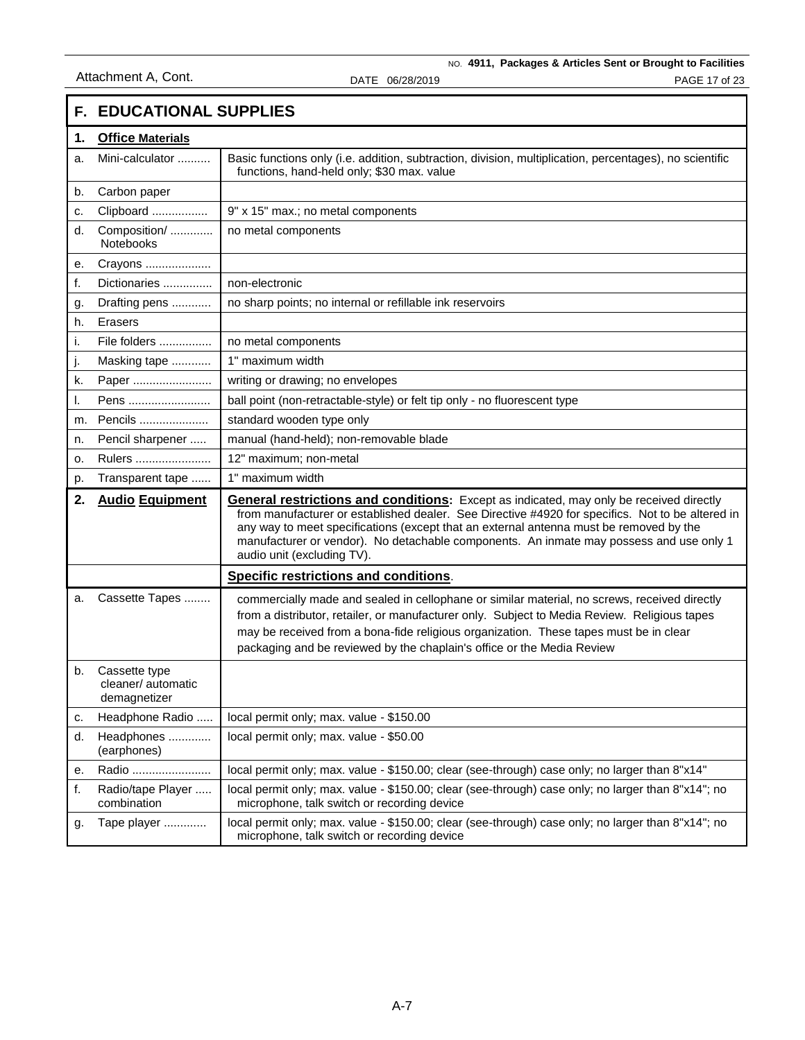## F. EDUCATIONAL SUPPLIES

| | | |
|---|---|---|
| **1.** | **Office Materials** | |
| a. | Mini-calculator .......... | Basic functions only (i.e. addition, subtraction, division, multiplication, percentages), no scientific functions, hand-held only; $30 max. value |
| b. | Carbon paper | |
| c. | Clipboard ................. | 9" x 15" max.; no metal components |
| d. | Composition/ ............ Notebooks | no metal components |
| e. | Crayons .................... | |
| f. | Dictionaries ............... | non-electronic |
| g. | Drafting pens ............ | no sharp points; no internal or refillable ink reservoirs |
| h. | Erasers | |
| i. | File folders ................ | no metal components |
| j. | Masking tape ............ | 1" maximum width |
| k. | Paper ........................ | writing or drawing; no envelopes |
| l. | Pens ......................... | ball point (non-retractable-style) or felt tip only - no fluorescent type |
| m. | Pencils ..................... | standard wooden type only |
| n. | Pencil sharpener ..... | manual (hand-held); non-removable blade |
| o. | Rulers ....................... | 12" maximum; non-metal |
| p. | Transparent tape ...... | 1" maximum width |
| **2.** | **Audio Equipment** | **General restrictions and conditions:** Except as indicated, may only be received directly from manufacturer or established dealer. See Directive #4920 for specifics. Not to be altered in any way to meet specifications (except that an external antenna must be removed by the manufacturer or vendor). No detachable components. An inmate may possess and use only 1 audio unit (excluding TV). |
| | | **Specific restrictions and conditions**. |
| a. | Cassette Tapes ........ | commercially made and sealed in cellophane or similar material, no screws, received directly from a distributor, retailer, or manufacturer only. Subject to Media Review. Religious tapes may be received from a bona-fide religious organization. These tapes must be in clear packaging and be reviewed by the chaplain's office or the Media Review |
| b. | Cassette type cleaner/ automatic demagnetizer | |
| c. | Headphone Radio ..... | local permit only; max. value - $150.00 |
| d. | Headphones ............ (earphones) | local permit only; max. value - $50.00 |
| e. | Radio ........................ | local permit only; max. value - $150.00; clear (see-through) case only; no larger than 8"x14" |
| f. | Radio/tape Player ..... combination | local permit only; max. value - $150.00; clear (see-through) case only; no larger than 8"x14"; no microphone, talk switch or recording device |
| g. | Tape player ............. | local permit only; max. value - $150.00; clear (see-through) case only; no larger than 8"x14"; no microphone, talk switch or recording device |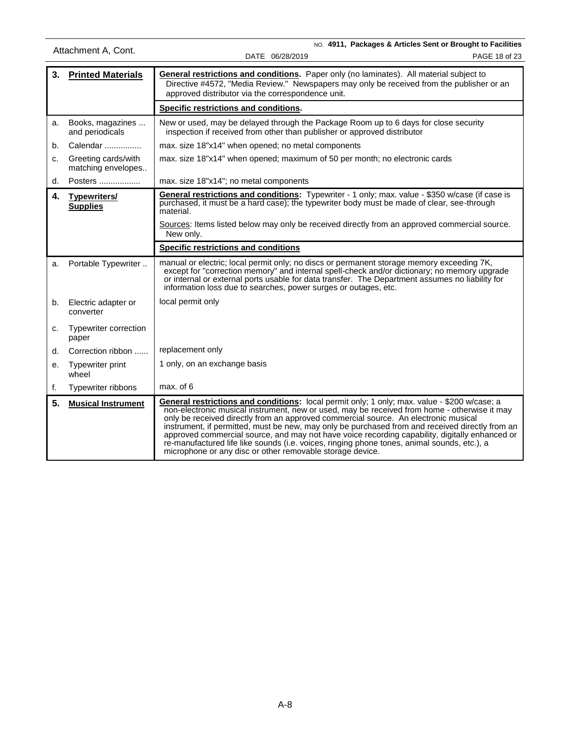Attachment A, Cont.

| | | |
|---|---|---|
| **3.** | **Printed Materials** | **General restrictions and conditions.** Paper only (no laminates). All material subject to Directive #4572, "Media Review." Newspapers may only be received from the publisher or an approved distributor via the correspondence unit. |
| | | **Specific restrictions and conditions.** |
| a. | Books, magazines ... and periodicals | New or used, may be delayed through the Package Room up to 6 days for close security inspection if received from other than publisher or approved distributor |
| b. | Calendar ................ | max. size 18"x14" when opened; no metal components |
| c. | Greeting cards/with matching envelopes.. | max. size 18"x14" when opened; maximum of 50 per month; no electronic cards |
| d. | Posters .................. | max. size 18"x14"; no metal components |
| **4.** | **Typewriters/ Supplies** | **General restrictions and conditions:** Typewriter - 1 only; max. value - $350 w/case (if case is purchased, it must be a hard case); the typewriter body must be made of clear, see-through material. Sources: Items listed below may only be received directly from an approved commercial source. New only. |
| | | **Specific restrictions and conditions** |
| a. | Portable Typewriter .. | manual or electric; local permit only; no discs or permanent storage memory exceeding 7K, except for "correction memory" and internal spell-check and/or dictionary; no memory upgrade or internal or external ports usable for data transfer. The Department assumes no liability for information loss due to searches, power surges or outages, etc. |
| b. | Electric adapter or converter | local permit only |
| c. | Typewriter correction paper | |
| d. | Correction ribbon ...... | replacement only |
| e. | Typewriter print wheel | 1 only, on an exchange basis |
| f. | Typewriter ribbons | max. of 6 |
| **5.** | **Musical Instrument** | **General restrictions and conditions:** local permit only; 1 only; max. value - $200 w/case; a non-electronic musical instrument, new or used, may be received from home - otherwise it may only be received directly from an approved commercial source. An electronic musical instrument, if permitted, must be new, may only be purchased from and received directly from an approved commercial source, and may not have voice recording capability, digitally enhanced or re-manufactured life like sounds (i.e. voices, ringing phone tones, animal sounds, etc.), a microphone or any disc or other removable storage device. |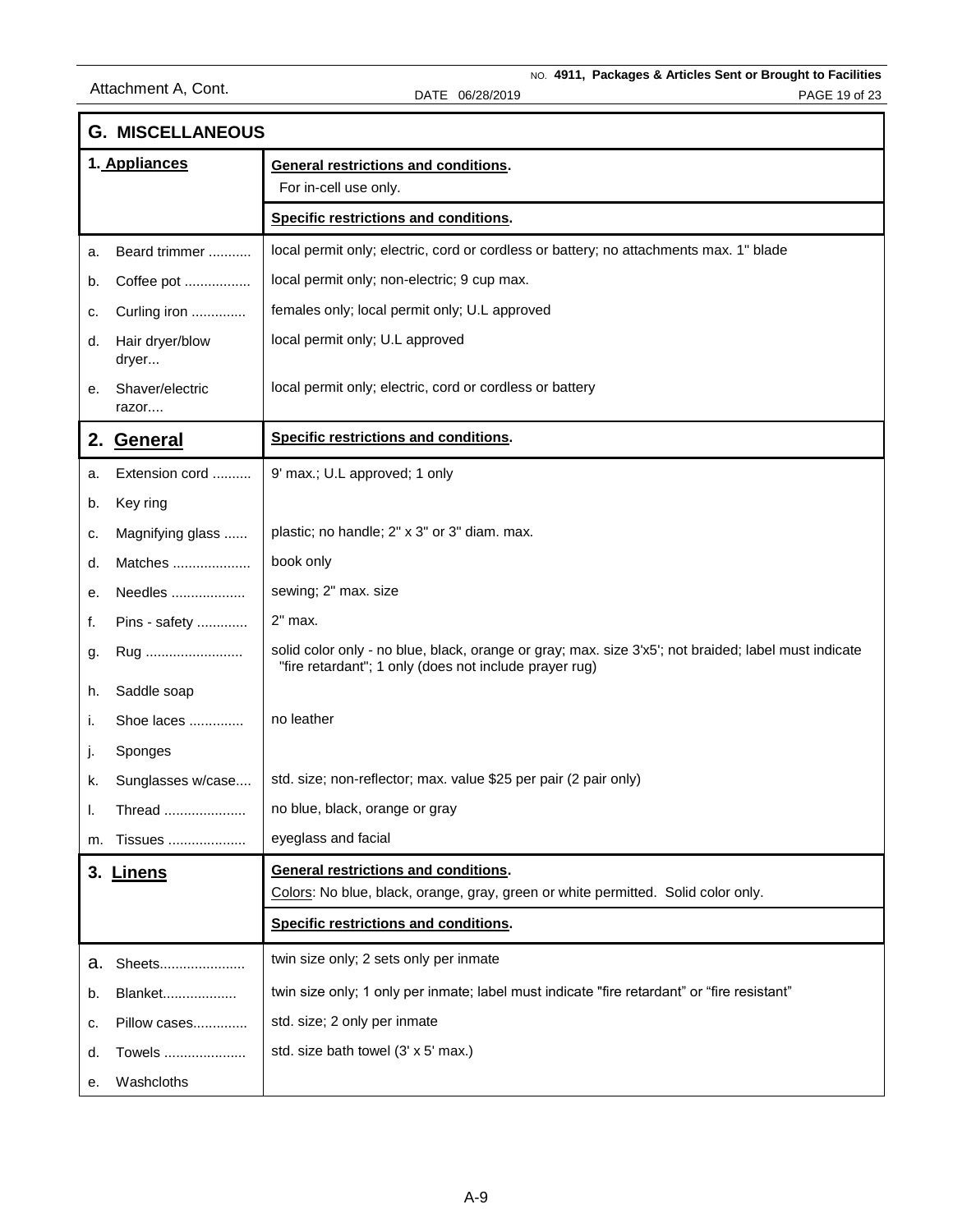## G. MISCELLANEOUS

| 1. Appliances | **General restrictions and conditions.** For in-cell use only. |
|---|---|
| | **Specific restrictions and conditions.** |
| a. Beard trimmer .......... | local permit only; electric, cord or cordless or battery; no attachments max. 1" blade |
| b. Coffee pot ................ | local permit only; non-electric; 9 cup max. |
| c. Curling iron ............. | females only; local permit only; U.L approved |
| d. Hair dryer/blow dryer... | local permit only; U.L approved |
| e. Shaver/electric razor.... | local permit only; electric, cord or cordless or battery |

| 2. General | **Specific restrictions and conditions.** |
|---|---|
| a. Extension cord .......... | 9' max.; U.L approved; 1 only |
| b. Key ring | |
| c. Magnifying glass ...... | plastic; no handle; 2" x 3" or 3" diam. max. |
| d. Matches .................... | book only |
| e. Needles ................... | sewing; 2" max. size |
| f. Pins - safety ............ | 2" max. |
| g. Rug ......................... | solid color only - no blue, black, orange or gray; max. size 3'x5'; not braided; label must indicate "fire retardant"; 1 only (does not include prayer rug) |
| h. Saddle soap | |
| i. Shoe laces ............. | no leather |
| j. Sponges | |
| k. Sunglasses w/case.... | std. size; non-reflector; max. value $25 per pair (2 pair only) |
| l. Thread ..................... | no blue, black, orange or gray |
| m. Tissues .................... | eyeglass and facial |

| 3. Linens | **General restrictions and conditions.** Colors: No blue, black, orange, gray, green or white permitted. Solid color only. |
|---|---|
| | **Specific restrictions and conditions.** |
| a. Sheets...................... | twin size only; 2 sets only per inmate |
| b. Blanket................... | twin size only; 1 only per inmate; label must indicate "fire retardant" or "fire resistant" |
| c. Pillow cases............. | std. size; 2 only per inmate |
| d. Towels ..................... | std. size bath towel (3' x 5' max.) |
| e. Washcloths | |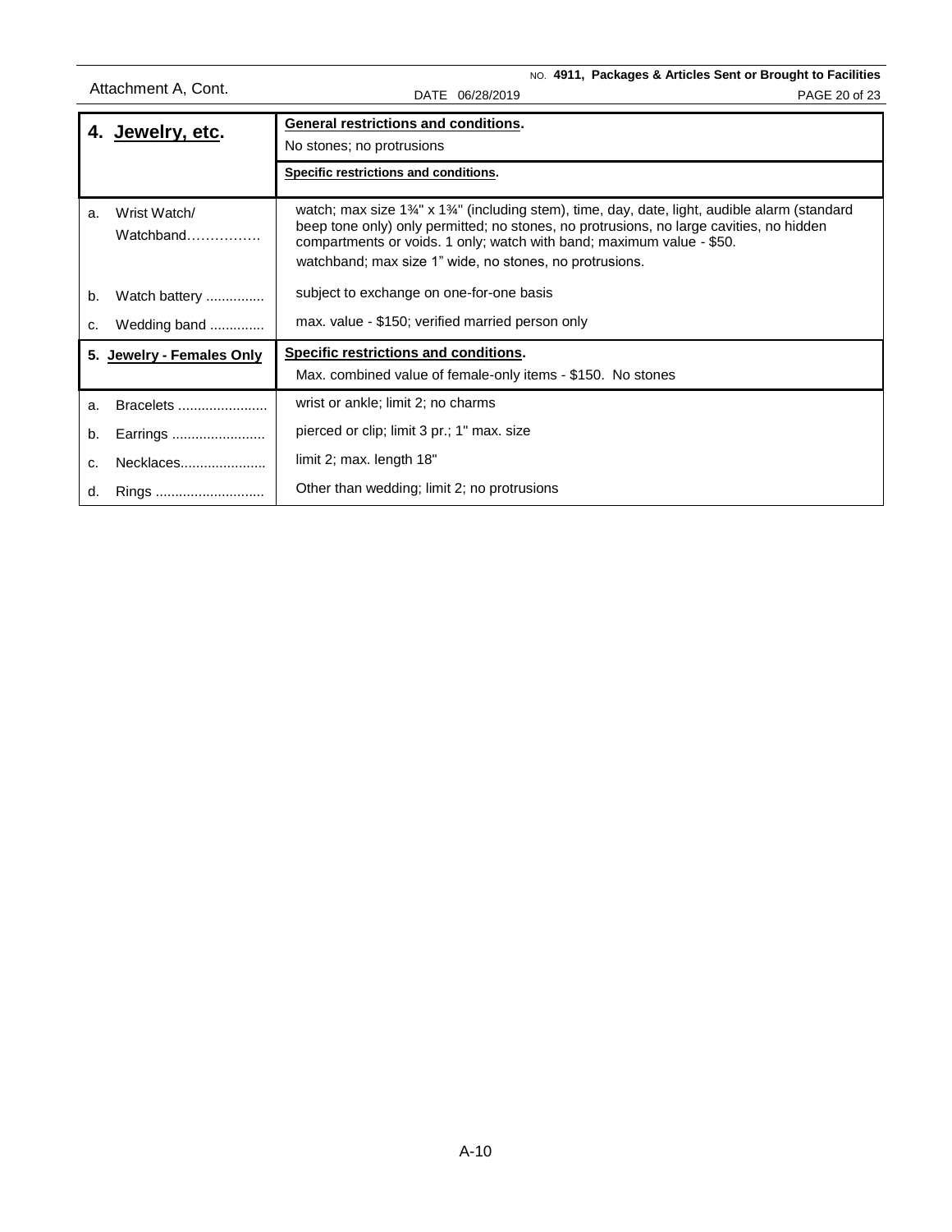Attachment A, Cont.

| 4. **Jewelry, etc.** | **General restrictions and conditions.** No stones; no protrusions |
|---|---|
| | **Specific restrictions and conditions.** |
| a. Wrist Watch/ Watchband……………. | watch; max size 1¾" x 1¾" (including stem), time, day, date, light, audible alarm (standard beep tone only) only permitted; no stones, no protrusions, no large cavities, no hidden compartments or voids. 1 only; watch with band; maximum value - $50. watchband; max size 1" wide, no stones, no protrusions. |
| b. Watch battery ............... | subject to exchange on one-for-one basis |
| c. Wedding band .............. | max. value - $150; verified married person only |
| 5. **Jewelry - Females Only** | **Specific restrictions and conditions.** Max. combined value of female-only items - $150. No stones |
| a. Bracelets ....................... | wrist or ankle; limit 2; no charms |
| b. Earrings ........................ | pierced or clip; limit 3 pr.; 1" max. size |
| c. Necklaces...................... | limit 2; max. length 18" |
| d. Rings ............................ | Other than wedding; limit 2; no protrusions |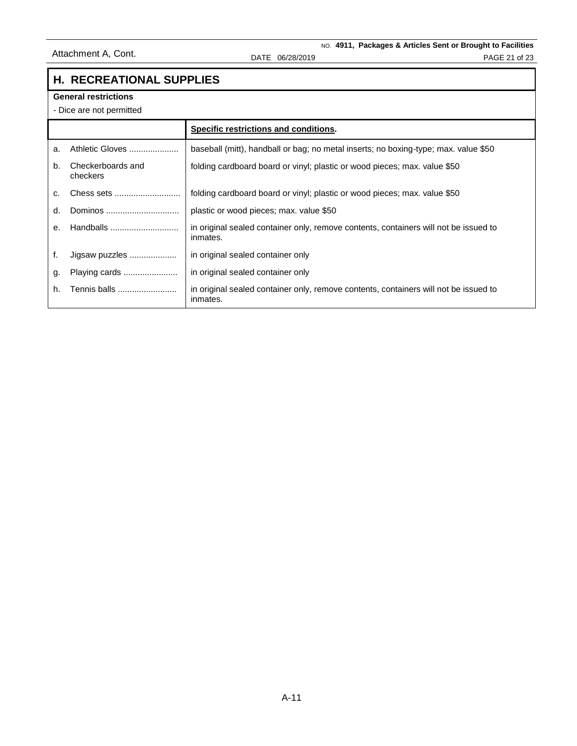Attachment A, Cont.

## H. RECREATIONAL SUPPLIES

**General restrictions**

- Dice are not permitted

| | | **Specific restrictions and conditions.** |
|---|---|---|
| a. | Athletic Gloves | baseball (mitt), handball or bag; no metal inserts; no boxing-type; max. value $50 |
| b. | Checkerboards and checkers | folding cardboard board or vinyl; plastic or wood pieces; max. value $50 |
| c. | Chess sets | folding cardboard board or vinyl; plastic or wood pieces; max. value $50 |
| d. | Dominos | plastic or wood pieces; max. value $50 |
| e. | Handballs | in original sealed container only, remove contents, containers will not be issued to inmates. |
| f. | Jigsaw puzzles | in original sealed container only |
| g. | Playing cards | in original sealed container only |
| h. | Tennis balls | in original sealed container only, remove contents, containers will not be issued to inmates. |

A-11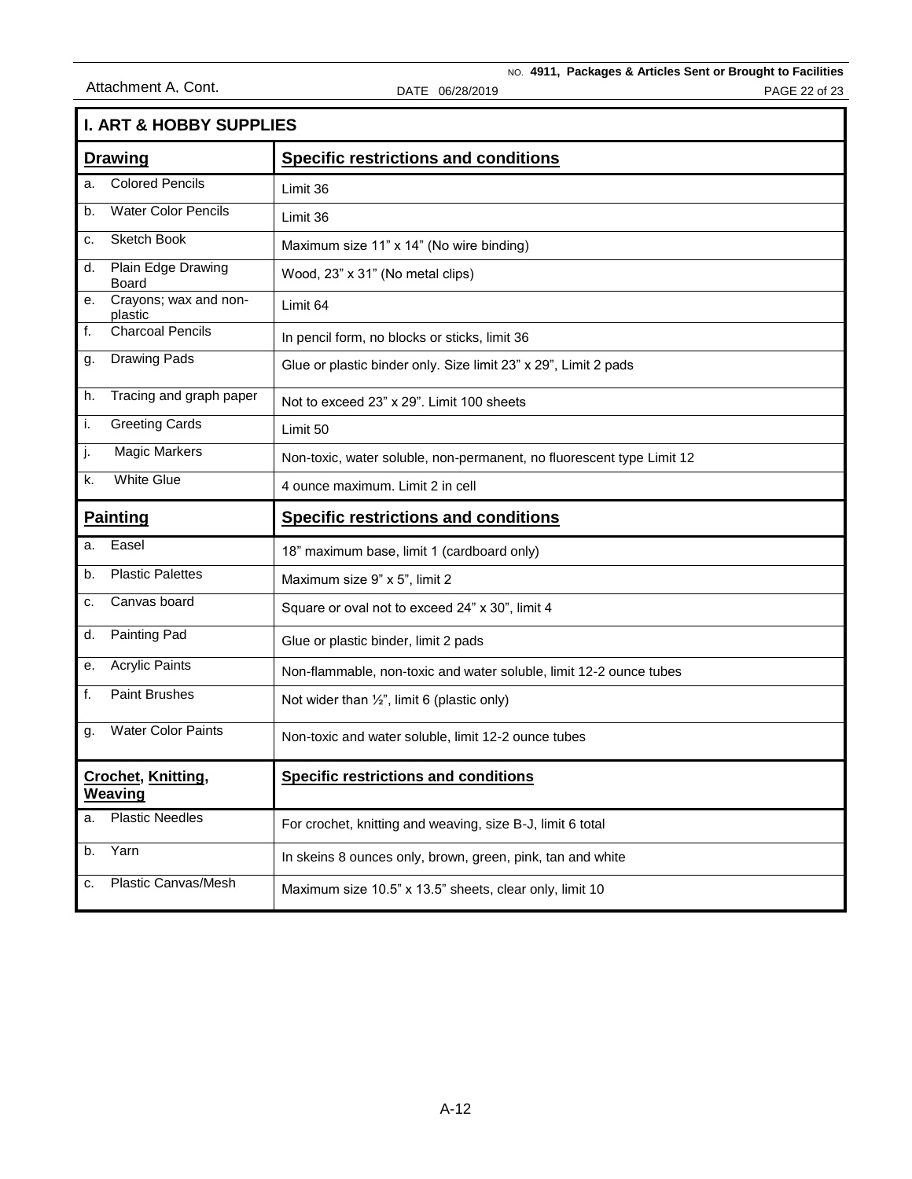Attachment A, Cont.

# I. ART & HOBBY SUPPLIES

| **Drawing** | **Specific restrictions and conditions** |
|---|---|
| a. Colored Pencils | Limit 36 |
| b. Water Color Pencils | Limit 36 |
| c. Sketch Book | Maximum size 11" x 14" (No wire binding) |
| d. Plain Edge Drawing Board | Wood, 23" x 31" (No metal clips) |
| e. Crayons; wax and non-plastic | Limit 64 |
| f. Charcoal Pencils | In pencil form, no blocks or sticks, limit 36 |
| g. Drawing Pads | Glue or plastic binder only. Size limit 23" x 29", Limit 2 pads |
| h. Tracing and graph paper | Not to exceed 23" x 29". Limit 100 sheets |
| i. Greeting Cards | Limit 50 |
| j. Magic Markers | Non-toxic, water soluble, non-permanent, no fluorescent type Limit 12 |
| k. White Glue | 4 ounce maximum. Limit 2 in cell |
| **Painting** | **Specific restrictions and conditions** |
| a. Easel | 18" maximum base, limit 1 (cardboard only) |
| b. Plastic Palettes | Maximum size 9" x 5", limit 2 |
| c. Canvas board | Square or oval not to exceed 24" x 30", limit 4 |
| d. Painting Pad | Glue or plastic binder, limit 2 pads |
| e. Acrylic Paints | Non-flammable, non-toxic and water soluble, limit 12-2 ounce tubes |
| f. Paint Brushes | Not wider than ½", limit 6 (plastic only) |
| g. Water Color Paints | Non-toxic and water soluble, limit 12-2 ounce tubes |
| **Crochet, Knitting, Weaving** | **Specific restrictions and conditions** |
| a. Plastic Needles | For crochet, knitting and weaving, size B-J, limit 6 total |
| b. Yarn | In skeins 8 ounces only, brown, green, pink, tan and white |
| c. Plastic Canvas/Mesh | Maximum size 10.5" x 13.5" sheets, clear only, limit 10 |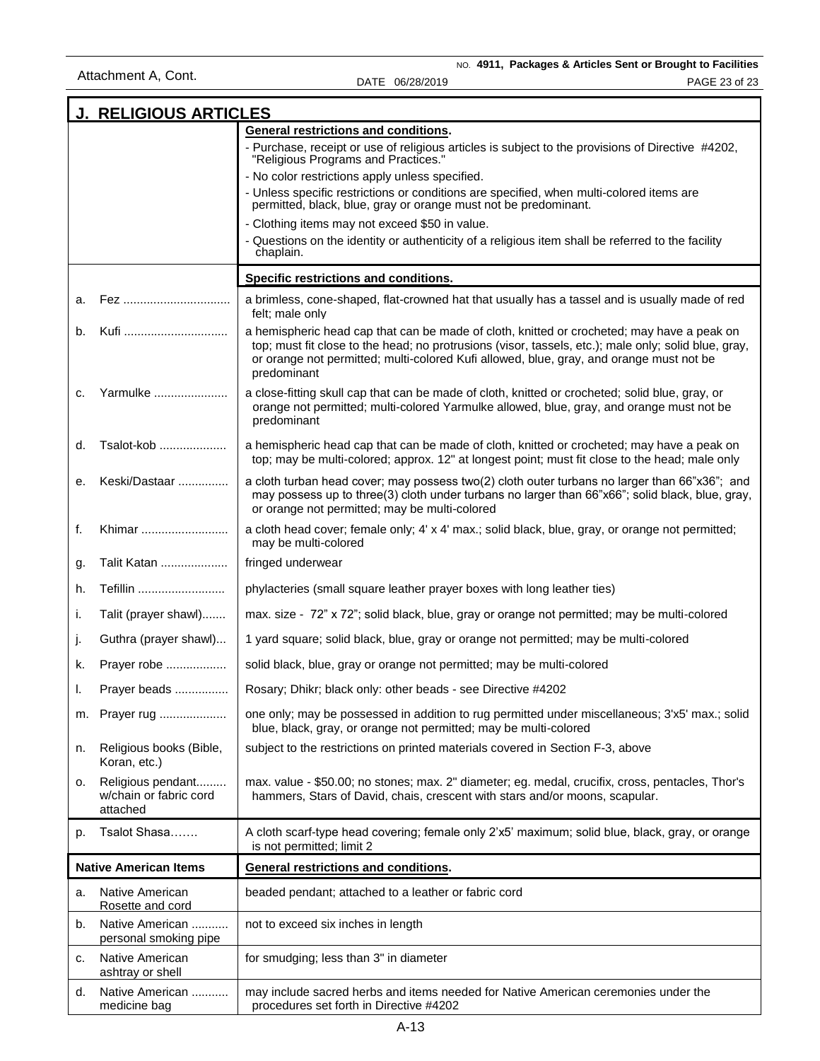## J. RELIGIOUS ARTICLES

| | | |
|---|---|---|
| | | **General restrictions and conditions.** - Purchase, receipt or use of religious articles is subject to the provisions of Directive #4202, "Religious Programs and Practices." - No color restrictions apply unless specified. - Unless specific restrictions or conditions are specified, when multi-colored items are permitted, black, blue, gray or orange must not be predominant. - Clothing items may not exceed $50 in value. - Questions on the identity or authenticity of a religious item shall be referred to the facility chaplain. |
| | | **Specific restrictions and conditions.** |
| a. | Fez ................................ | a brimless, cone-shaped, flat-crowned hat that usually has a tassel and is usually made of red felt; male only |
| b. | Kufi ............................... | a hemispheric head cap that can be made of cloth, knitted or crocheted; may have a peak on top; must fit close to the head; no protrusions (visor, tassels, etc.); male only; solid blue, gray, or orange not permitted; multi-colored Kufi allowed, blue, gray, and orange must not be predominant |
| c. | Yarmulke ...................... | a close-fitting skull cap that can be made of cloth, knitted or crocheted; solid blue, gray, or orange not permitted; multi-colored Yarmulke allowed, blue, gray, and orange must not be predominant |
| d. | Tsalot-kob .................... | a hemispheric head cap that can be made of cloth, knitted or crocheted; may have a peak on top; may be multi-colored; approx. 12" at longest point; must fit close to the head; male only |
| e. | Keski/Dastaar ............... | a cloth turban head cover; may possess two(2) cloth outer turbans no larger than 66"x36"; and may possess up to three(3) cloth under turbans no larger than 66"x66"; solid black, blue, gray, or orange not permitted; may be multi-colored |
| f. | Khimar .......................... | a cloth head cover; female only; 4' x 4' max.; solid black, blue, gray, or orange not permitted; may be multi-colored |
| g. | Talit Katan .................... | fringed underwear |
| h. | Tefillin .......................... | phylacteries (small square leather prayer boxes with long leather ties) |
| i. | Talit (prayer shawl)....... | max. size - 72" x 72"; solid black, blue, gray or orange not permitted; may be multi-colored |
| j. | Guthra (prayer shawl)... | 1 yard square; solid black, blue, gray or orange not permitted; may be multi-colored |
| k. | Prayer robe .................. | solid black, blue, gray or orange not permitted; may be multi-colored |
| l. | Prayer beads ................ | Rosary; Dhikr; black only: other beads - see Directive #4202 |
| m. | Prayer rug .................... | one only; may be possessed in addition to rug permitted under miscellaneous; 3'x5' max.; solid blue, black, gray, or orange not permitted; may be multi-colored |
| n. | Religious books (Bible, Koran, etc.) | subject to the restrictions on printed materials covered in Section F-3, above |
| o. | Religious pendant......... w/chain or fabric cord attached | max. value - $50.00; no stones; max. 2" diameter; eg. medal, crucifix, cross, pentacles, Thor's hammers, Stars of David, chais, crescent with stars and/or moons, scapular. |
| p. | Tsalot Shasa……. | A cloth scarf-type head covering; female only 2'x5' maximum; solid blue, black, gray, or orange is not permitted; limit 2 |
| **Native American Items** | | **General restrictions and conditions.** |
| a. | Native American Rosette and cord | beaded pendant; attached to a leather or fabric cord |
| b. | Native American ........... personal smoking pipe | not to exceed six inches in length |
| c. | Native American ashtray or shell | for smudging; less than 3" in diameter |
| d. | Native American ........... medicine bag | may include sacred herbs and items needed for Native American ceremonies under the procedures set forth in Directive #4202 |

A-13